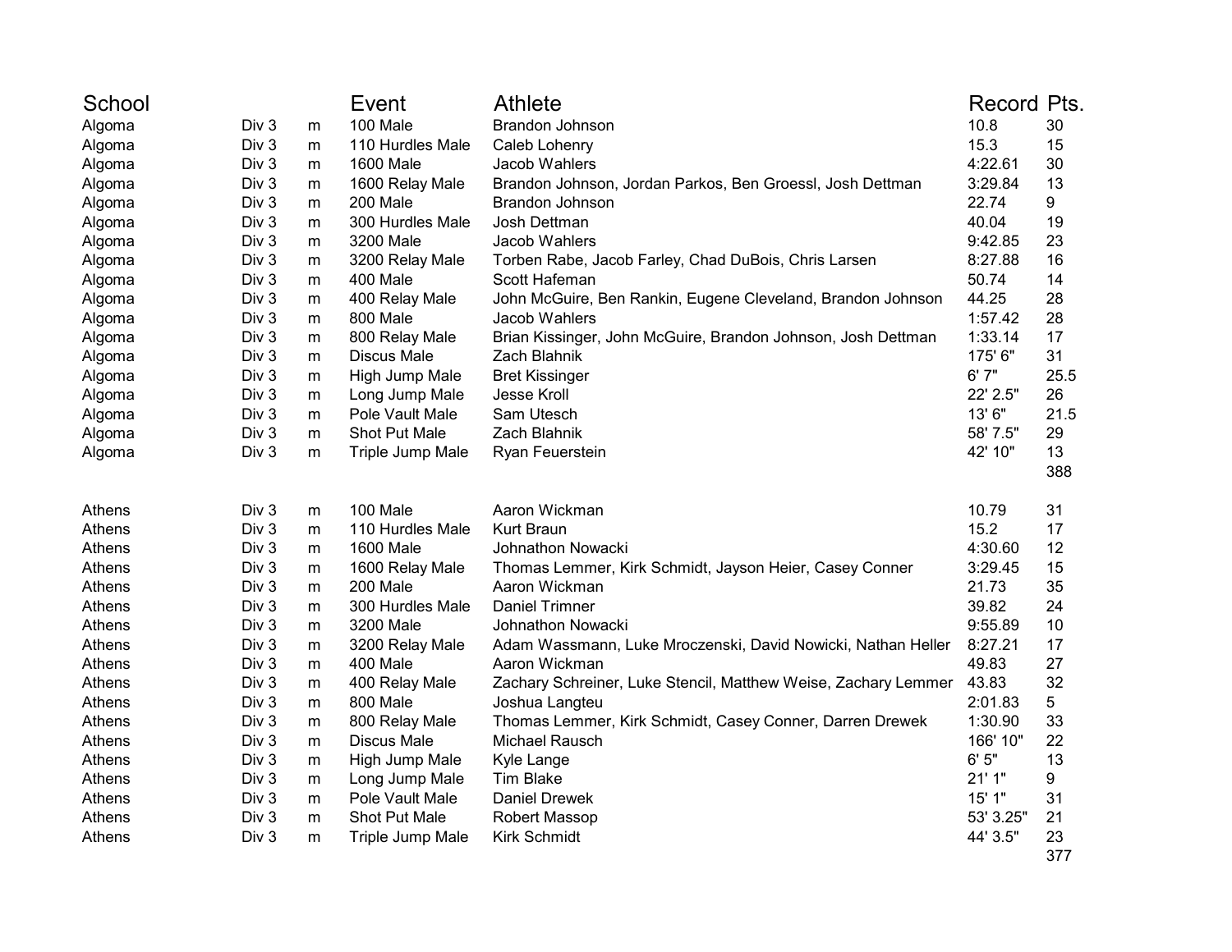| School | | | Event | Athlete | Record | Pts. |
|---|---|---|---|---|---|---|
| Algoma | Div 3 | m | 100 Male | Brandon Johnson | 10.8 | 30 |
| Algoma | Div 3 | m | 110 Hurdles Male | Caleb Lohenry | 15.3 | 15 |
| Algoma | Div 3 | m | 1600 Male | Jacob Wahlers | 4:22.61 | 30 |
| Algoma | Div 3 | m | 1600 Relay Male | Brandon Johnson, Jordan Parkos, Ben Groessl, Josh Dettman | 3:29.84 | 13 |
| Algoma | Div 3 | m | 200 Male | Brandon Johnson | 22.74 | 9 |
| Algoma | Div 3 | m | 300 Hurdles Male | Josh Dettman | 40.04 | 19 |
| Algoma | Div 3 | m | 3200 Male | Jacob Wahlers | 9:42.85 | 23 |
| Algoma | Div 3 | m | 3200 Relay Male | Torben Rabe, Jacob Farley, Chad DuBois, Chris Larsen | 8:27.88 | 16 |
| Algoma | Div 3 | m | 400 Male | Scott Hafeman | 50.74 | 14 |
| Algoma | Div 3 | m | 400 Relay Male | John McGuire, Ben Rankin, Eugene Cleveland, Brandon Johnson | 44.25 | 28 |
| Algoma | Div 3 | m | 800 Male | Jacob Wahlers | 1:57.42 | 28 |
| Algoma | Div 3 | m | 800 Relay Male | Brian Kissinger, John McGuire, Brandon Johnson, Josh Dettman | 1:33.14 | 17 |
| Algoma | Div 3 | m | Discus Male | Zach Blahnik | 175' 6" | 31 |
| Algoma | Div 3 | m | High Jump Male | Bret Kissinger | 6' 7" | 25.5 |
| Algoma | Div 3 | m | Long Jump Male | Jesse Kroll | 22' 2.5" | 26 |
| Algoma | Div 3 | m | Pole Vault Male | Sam Utesch | 13' 6" | 21.5 |
| Algoma | Div 3 | m | Shot Put Male | Zach Blahnik | 58' 7.5" | 29 |
| Algoma | Div 3 | m | Triple Jump Male | Ryan Feuerstein | 42' 10" | 13 |
| | | | | | | 388 |
| | | | | | | |
| Athens | Div 3 | m | 100 Male | Aaron Wickman | 10.79 | 31 |
| Athens | Div 3 | m | 110 Hurdles Male | Kurt Braun | 15.2 | 17 |
| Athens | Div 3 | m | 1600 Male | Johnathon Nowacki | 4:30.60 | 12 |
| Athens | Div 3 | m | 1600 Relay Male | Thomas Lemmer, Kirk Schmidt, Jayson Heier, Casey Conner | 3:29.45 | 15 |
| Athens | Div 3 | m | 200 Male | Aaron Wickman | 21.73 | 35 |
| Athens | Div 3 | m | 300 Hurdles Male | Daniel Trimner | 39.82 | 24 |
| Athens | Div 3 | m | 3200 Male | Johnathon Nowacki | 9:55.89 | 10 |
| Athens | Div 3 | m | 3200 Relay Male | Adam Wassmann, Luke Mroczenski, David Nowicki, Nathan Heller | 8:27.21 | 17 |
| Athens | Div 3 | m | 400 Male | Aaron Wickman | 49.83 | 27 |
| Athens | Div 3 | m | 400 Relay Male | Zachary Schreiner, Luke Stencil, Matthew Weise, Zachary Lemmer | 43.83 | 32 |
| Athens | Div 3 | m | 800 Male | Joshua Langteu | 2:01.83 | 5 |
| Athens | Div 3 | m | 800 Relay Male | Thomas Lemmer, Kirk Schmidt, Casey Conner, Darren Drewek | 1:30.90 | 33 |
| Athens | Div 3 | m | Discus Male | Michael Rausch | 166' 10" | 22 |
| Athens | Div 3 | m | High Jump Male | Kyle Lange | 6' 5" | 13 |
| Athens | Div 3 | m | Long Jump Male | Tim Blake | 21' 1" | 9 |
| Athens | Div 3 | m | Pole Vault Male | Daniel Drewek | 15' 1" | 31 |
| Athens | Div 3 | m | Shot Put Male | Robert Massop | 53' 3.25" | 21 |
| Athens | Div 3 | m | Triple Jump Male | Kirk Schmidt | 44' 3.5" | 23 |
| | | | | | | 377 |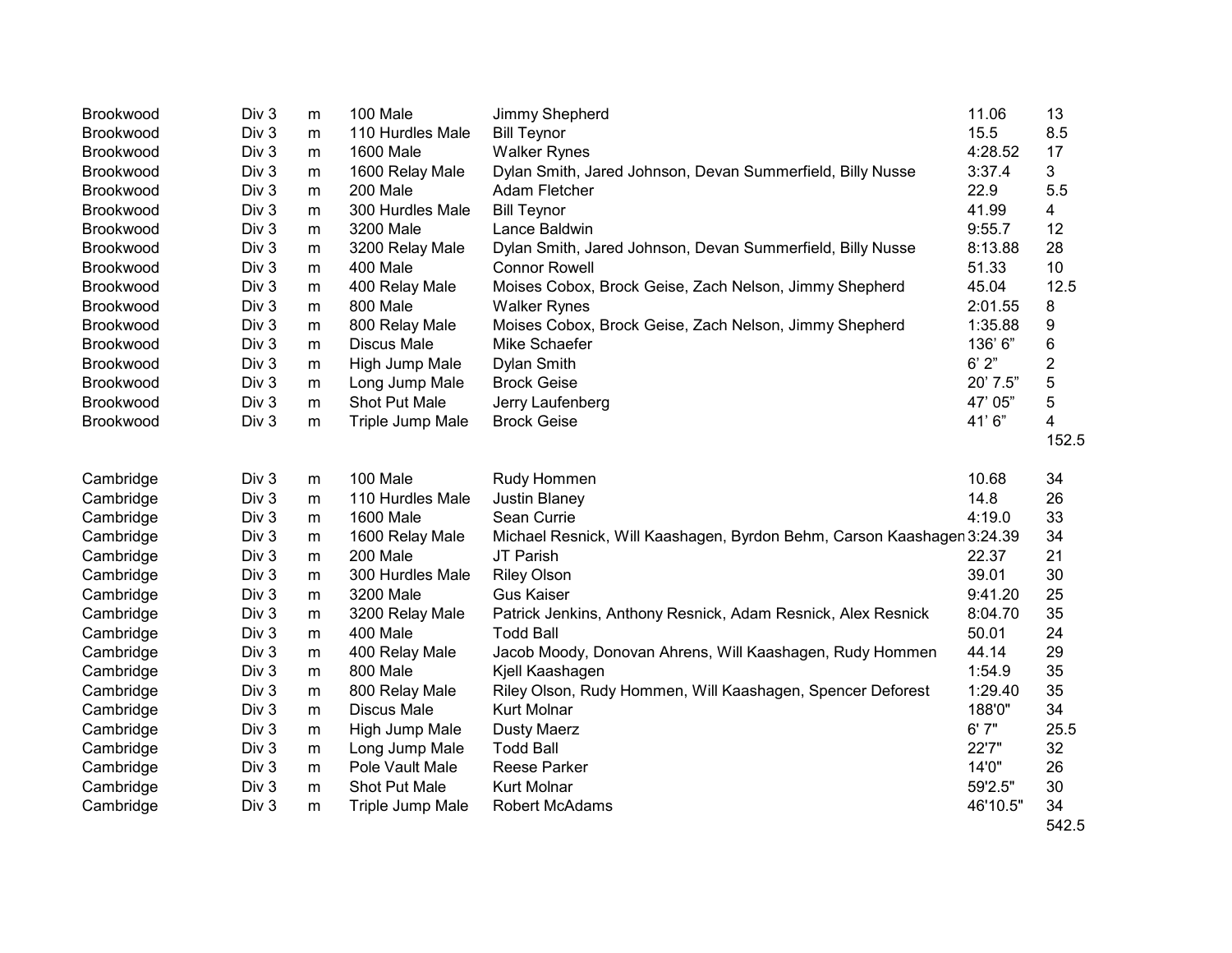| | | | | | | |
|---|---|---|---|---|---|---|
| Brookwood | Div 3 | m | 100 Male | Jimmy Shepherd | 11.06 | 13 |
| Brookwood | Div 3 | m | 110 Hurdles Male | Bill Teynor | 15.5 | 8.5 |
| Brookwood | Div 3 | m | 1600 Male | Walker Rynes | 4:28.52 | 17 |
| Brookwood | Div 3 | m | 1600 Relay Male | Dylan Smith, Jared Johnson, Devan Summerfield, Billy Nusse | 3:37.4 | 3 |
| Brookwood | Div 3 | m | 200 Male | Adam Fletcher | 22.9 | 5.5 |
| Brookwood | Div 3 | m | 300 Hurdles Male | Bill Teynor | 41.99 | 4 |
| Brookwood | Div 3 | m | 3200 Male | Lance Baldwin | 9:55.7 | 12 |
| Brookwood | Div 3 | m | 3200 Relay Male | Dylan Smith, Jared Johnson, Devan Summerfield, Billy Nusse | 8:13.88 | 28 |
| Brookwood | Div 3 | m | 400 Male | Connor Rowell | 51.33 | 10 |
| Brookwood | Div 3 | m | 400 Relay Male | Moises Cobox, Brock Geise, Zach Nelson, Jimmy Shepherd | 45.04 | 12.5 |
| Brookwood | Div 3 | m | 800 Male | Walker Rynes | 2:01.55 | 8 |
| Brookwood | Div 3 | m | 800 Relay Male | Moises Cobox, Brock Geise, Zach Nelson, Jimmy Shepherd | 1:35.88 | 9 |
| Brookwood | Div 3 | m | Discus Male | Mike Schaefer | 136' 6" | 6 |
| Brookwood | Div 3 | m | High Jump Male | Dylan Smith | 6' 2" | 2 |
| Brookwood | Div 3 | m | Long Jump Male | Brock Geise | 20' 7.5" | 5 |
| Brookwood | Div 3 | m | Shot Put Male | Jerry Laufenberg | 47' 05" | 5 |
| Brookwood | Div 3 | m | Triple Jump Male | Brock Geise | 41' 6" | 4 |
| | | | | | | 152.5 |
| | | | | | | |
| Cambridge | Div 3 | m | 100 Male | Rudy Hommen | 10.68 | 34 |
| Cambridge | Div 3 | m | 110 Hurdles Male | Justin Blaney | 14.8 | 26 |
| Cambridge | Div 3 | m | 1600 Male | Sean Currie | 4:19.0 | 33 |
| Cambridge | Div 3 | m | 1600 Relay Male | Michael Resnick, Will Kaashagen, Byrdon Behm, Carson Kaashagen | 3:24.39 | 34 |
| Cambridge | Div 3 | m | 200 Male | JT Parish | 22.37 | 21 |
| Cambridge | Div 3 | m | 300 Hurdles Male | Riley Olson | 39.01 | 30 |
| Cambridge | Div 3 | m | 3200 Male | Gus Kaiser | 9:41.20 | 25 |
| Cambridge | Div 3 | m | 3200 Relay Male | Patrick Jenkins, Anthony Resnick, Adam Resnick, Alex Resnick | 8:04.70 | 35 |
| Cambridge | Div 3 | m | 400 Male | Todd Ball | 50.01 | 24 |
| Cambridge | Div 3 | m | 400 Relay Male | Jacob Moody, Donovan Ahrens, Will Kaashagen, Rudy Hommen | 44.14 | 29 |
| Cambridge | Div 3 | m | 800 Male | Kjell Kaashagen | 1:54.9 | 35 |
| Cambridge | Div 3 | m | 800 Relay Male | Riley Olson, Rudy Hommen, Will Kaashagen, Spencer Deforest | 1:29.40 | 35 |
| Cambridge | Div 3 | m | Discus Male | Kurt Molnar | 188'0" | 34 |
| Cambridge | Div 3 | m | High Jump Male | Dusty Maerz | 6' 7" | 25.5 |
| Cambridge | Div 3 | m | Long Jump Male | Todd Ball | 22'7" | 32 |
| Cambridge | Div 3 | m | Pole Vault Male | Reese Parker | 14'0" | 26 |
| Cambridge | Div 3 | m | Shot Put Male | Kurt Molnar | 59'2.5" | 30 |
| Cambridge | Div 3 | m | Triple Jump Male | Robert McAdams | 46'10.5" | 34 |
| | | | | | | 542.5 |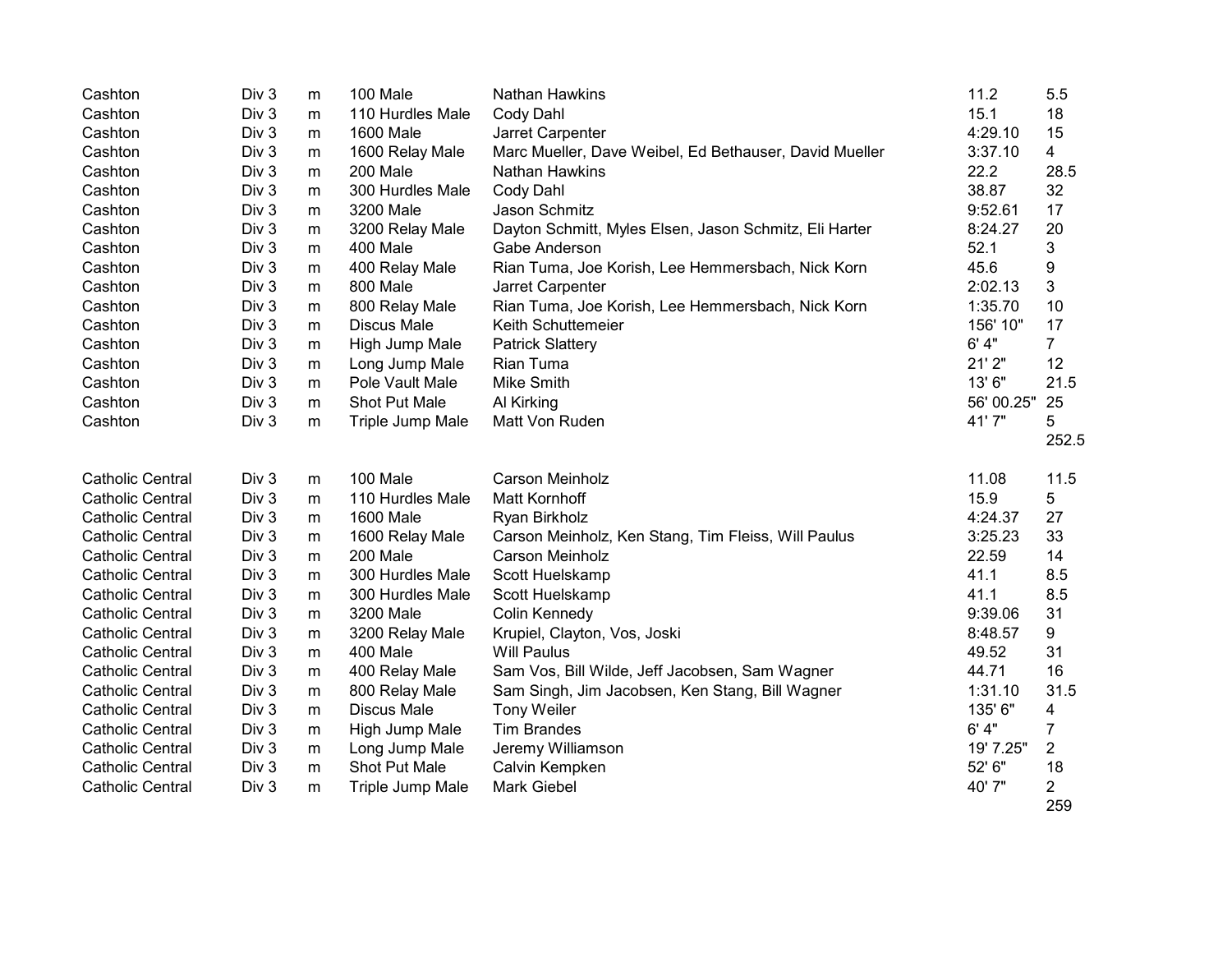| | | | | | | |
|---|---|---|---|---|---|---|
| Cashton | Div 3 | m | 100 Male | Nathan Hawkins | 11.2 | 5.5 |
| Cashton | Div 3 | m | 110 Hurdles Male | Cody Dahl | 15.1 | 18 |
| Cashton | Div 3 | m | 1600 Male | Jarret Carpenter | 4:29.10 | 15 |
| Cashton | Div 3 | m | 1600 Relay Male | Marc Mueller, Dave Weibel, Ed Bethauser, David Mueller | 3:37.10 | 4 |
| Cashton | Div 3 | m | 200 Male | Nathan Hawkins | 22.2 | 28.5 |
| Cashton | Div 3 | m | 300 Hurdles Male | Cody Dahl | 38.87 | 32 |
| Cashton | Div 3 | m | 3200 Male | Jason Schmitz | 9:52.61 | 17 |
| Cashton | Div 3 | m | 3200 Relay Male | Dayton Schmitt, Myles Elsen, Jason Schmitz, Eli Harter | 8:24.27 | 20 |
| Cashton | Div 3 | m | 400 Male | Gabe Anderson | 52.1 | 3 |
| Cashton | Div 3 | m | 400 Relay Male | Rian Tuma, Joe Korish, Lee Hemmersbach, Nick Korn | 45.6 | 9 |
| Cashton | Div 3 | m | 800 Male | Jarret Carpenter | 2:02.13 | 3 |
| Cashton | Div 3 | m | 800 Relay Male | Rian Tuma, Joe Korish, Lee Hemmersbach, Nick Korn | 1:35.70 | 10 |
| Cashton | Div 3 | m | Discus Male | Keith Schuttemeier | 156' 10" | 17 |
| Cashton | Div 3 | m | High Jump Male | Patrick Slattery | 6' 4" | 7 |
| Cashton | Div 3 | m | Long Jump Male | Rian Tuma | 21' 2" | 12 |
| Cashton | Div 3 | m | Pole Vault Male | Mike Smith | 13' 6" | 21.5 |
| Cashton | Div 3 | m | Shot Put Male | Al Kirking | 56' 00.25" | 25 |
| Cashton | Div 3 | m | Triple Jump Male | Matt Von Ruden | 41' 7" | 5 |
| | | | | | | 252.5 |

| | | | | | | |
|---|---|---|---|---|---|---|
| Catholic Central | Div 3 | m | 100 Male | Carson Meinholz | 11.08 | 11.5 |
| Catholic Central | Div 3 | m | 110 Hurdles Male | Matt Kornhoff | 15.9 | 5 |
| Catholic Central | Div 3 | m | 1600 Male | Ryan Birkholz | 4:24.37 | 27 |
| Catholic Central | Div 3 | m | 1600 Relay Male | Carson Meinholz, Ken Stang, Tim Fleiss, Will Paulus | 3:25.23 | 33 |
| Catholic Central | Div 3 | m | 200 Male | Carson Meinholz | 22.59 | 14 |
| Catholic Central | Div 3 | m | 300 Hurdles Male | Scott Huelskamp | 41.1 | 8.5 |
| Catholic Central | Div 3 | m | 300 Hurdles Male | Scott Huelskamp | 41.1 | 8.5 |
| Catholic Central | Div 3 | m | 3200 Male | Colin Kennedy | 9:39.06 | 31 |
| Catholic Central | Div 3 | m | 3200 Relay Male | Krupiel, Clayton, Vos, Joski | 8:48.57 | 9 |
| Catholic Central | Div 3 | m | 400 Male | Will Paulus | 49.52 | 31 |
| Catholic Central | Div 3 | m | 400 Relay Male | Sam Vos, Bill Wilde, Jeff Jacobsen, Sam Wagner | 44.71 | 16 |
| Catholic Central | Div 3 | m | 800 Relay Male | Sam Singh, Jim Jacobsen, Ken Stang, Bill Wagner | 1:31.10 | 31.5 |
| Catholic Central | Div 3 | m | Discus Male | Tony Weiler | 135' 6" | 4 |
| Catholic Central | Div 3 | m | High Jump Male | Tim Brandes | 6' 4" | 7 |
| Catholic Central | Div 3 | m | Long Jump Male | Jeremy Williamson | 19' 7.25" | 2 |
| Catholic Central | Div 3 | m | Shot Put Male | Calvin Kempken | 52' 6" | 18 |
| Catholic Central | Div 3 | m | Triple Jump Male | Mark Giebel | 40' 7" | 2 |
| | | | | | | 259 |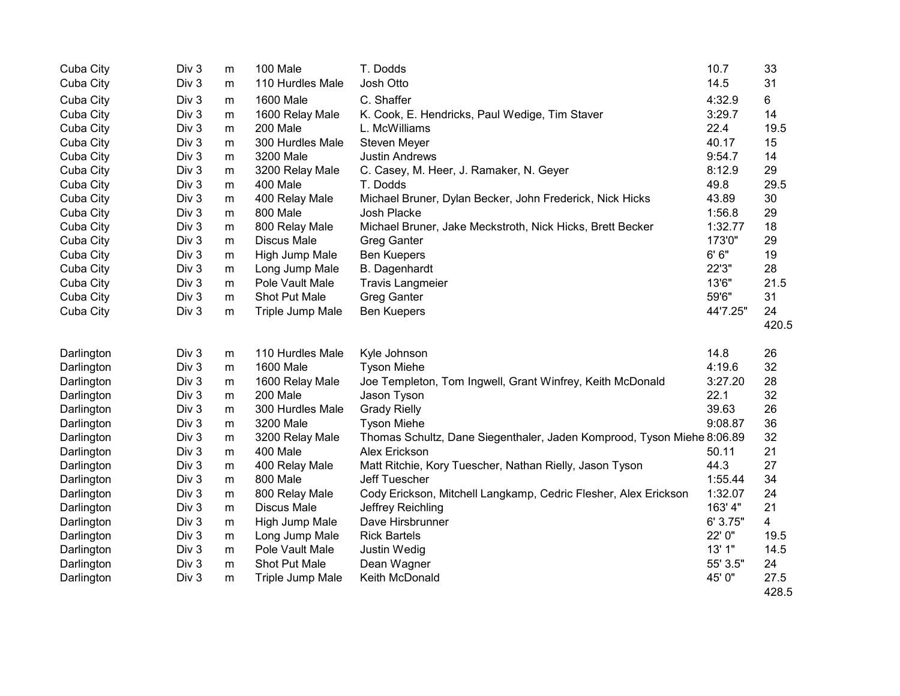| | | | | | | |
|---|---|---|---|---|---|---|
| Cuba City | Div 3 | m | 100 Male | T. Dodds | 10.7 | 33 |
| Cuba City | Div 3 | m | 110 Hurdles Male | Josh Otto | 14.5 | 31 |
| Cuba City | Div 3 | m | 1600 Male | C. Shaffer | 4:32.9 | 6 |
| Cuba City | Div 3 | m | 1600 Relay Male | K. Cook, E. Hendricks, Paul Wedige, Tim Staver | 3:29.7 | 14 |
| Cuba City | Div 3 | m | 200 Male | L. McWilliams | 22.4 | 19.5 |
| Cuba City | Div 3 | m | 300 Hurdles Male | Steven Meyer | 40.17 | 15 |
| Cuba City | Div 3 | m | 3200 Male | Justin Andrews | 9:54.7 | 14 |
| Cuba City | Div 3 | m | 3200 Relay Male | C. Casey, M. Heer, J. Ramaker, N. Geyer | 8:12.9 | 29 |
| Cuba City | Div 3 | m | 400 Male | T. Dodds | 49.8 | 29.5 |
| Cuba City | Div 3 | m | 400 Relay Male | Michael Bruner, Dylan Becker, John Frederick, Nick Hicks | 43.89 | 30 |
| Cuba City | Div 3 | m | 800 Male | Josh Placke | 1:56.8 | 29 |
| Cuba City | Div 3 | m | 800 Relay Male | Michael Bruner, Jake Meckstroth, Nick Hicks, Brett Becker | 1:32.77 | 18 |
| Cuba City | Div 3 | m | Discus Male | Greg Ganter | 173'0" | 29 |
| Cuba City | Div 3 | m | High Jump Male | Ben Kuepers | 6' 6" | 19 |
| Cuba City | Div 3 | m | Long Jump Male | B. Dagenhardt | 22'3" | 28 |
| Cuba City | Div 3 | m | Pole Vault Male | Travis Langmeier | 13'6" | 21.5 |
| Cuba City | Div 3 | m | Shot Put Male | Greg Ganter | 59'6" | 31 |
| Cuba City | Div 3 | m | Triple Jump Male | Ben Kuepers | 44'7.25" | 24 |
| | | | | | | 420.5 |
| | | | | | | |
| Darlington | Div 3 | m | 110 Hurdles Male | Kyle Johnson | 14.8 | 26 |
| Darlington | Div 3 | m | 1600 Male | Tyson Miehe | 4:19.6 | 32 |
| Darlington | Div 3 | m | 1600 Relay Male | Joe Templeton, Tom Ingwell, Grant Winfrey, Keith McDonald | 3:27.20 | 28 |
| Darlington | Div 3 | m | 200 Male | Jason Tyson | 22.1 | 32 |
| Darlington | Div 3 | m | 300 Hurdles Male | Grady Rielly | 39.63 | 26 |
| Darlington | Div 3 | m | 3200 Male | Tyson Miehe | 9:08.87 | 36 |
| Darlington | Div 3 | m | 3200 Relay Male | Thomas Schultz, Dane Siegenthaler, Jaden Komprood, Tyson Miehe | 8:06.89 | 32 |
| Darlington | Div 3 | m | 400 Male | Alex Erickson | 50.11 | 21 |
| Darlington | Div 3 | m | 400 Relay Male | Matt Ritchie, Kory Tuescher, Nathan Rielly, Jason Tyson | 44.3 | 27 |
| Darlington | Div 3 | m | 800 Male | Jeff Tuescher | 1:55.44 | 34 |
| Darlington | Div 3 | m | 800 Relay Male | Cody Erickson, Mitchell Langkamp, Cedric Flesher, Alex Erickson | 1:32.07 | 24 |
| Darlington | Div 3 | m | Discus Male | Jeffrey Reichling | 163' 4" | 21 |
| Darlington | Div 3 | m | High Jump Male | Dave Hirsbrunner | 6' 3.75" | 4 |
| Darlington | Div 3 | m | Long Jump Male | Rick Bartels | 22' 0" | 19.5 |
| Darlington | Div 3 | m | Pole Vault Male | Justin Wedig | 13' 1" | 14.5 |
| Darlington | Div 3 | m | Shot Put Male | Dean Wagner | 55' 3.5" | 24 |
| Darlington | Div 3 | m | Triple Jump Male | Keith McDonald | 45' 0" | 27.5 |
| | | | | | | 428.5 |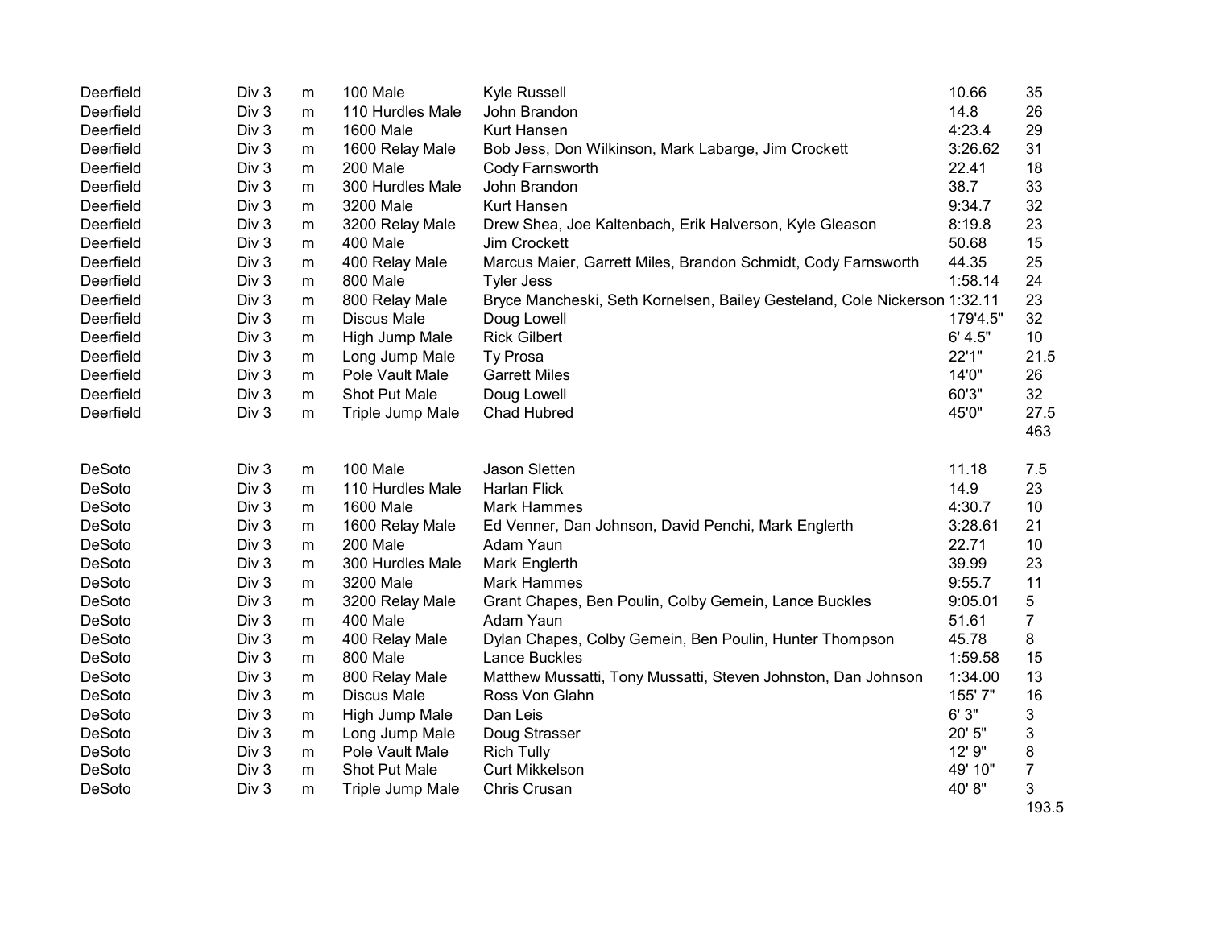| | | | | | | |
|---|---|---|---|---|---|---|
| Deerfield | Div 3 | m | 100 Male | Kyle Russell | 10.66 | 35 |
| Deerfield | Div 3 | m | 110 Hurdles Male | John Brandon | 14.8 | 26 |
| Deerfield | Div 3 | m | 1600 Male | Kurt Hansen | 4:23.4 | 29 |
| Deerfield | Div 3 | m | 1600 Relay Male | Bob Jess, Don Wilkinson, Mark Labarge, Jim Crockett | 3:26.62 | 31 |
| Deerfield | Div 3 | m | 200 Male | Cody Farnsworth | 22.41 | 18 |
| Deerfield | Div 3 | m | 300 Hurdles Male | John Brandon | 38.7 | 33 |
| Deerfield | Div 3 | m | 3200 Male | Kurt Hansen | 9:34.7 | 32 |
| Deerfield | Div 3 | m | 3200 Relay Male | Drew Shea, Joe Kaltenbach, Erik Halverson, Kyle Gleason | 8:19.8 | 23 |
| Deerfield | Div 3 | m | 400 Male | Jim Crockett | 50.68 | 15 |
| Deerfield | Div 3 | m | 400 Relay Male | Marcus Maier, Garrett Miles, Brandon Schmidt, Cody Farnsworth | 44.35 | 25 |
| Deerfield | Div 3 | m | 800 Male | Tyler Jess | 1:58.14 | 24 |
| Deerfield | Div 3 | m | 800 Relay Male | Bryce Mancheski, Seth Kornelsen, Bailey Gesteland, Cole Nickerson | 1:32.11 | 23 |
| Deerfield | Div 3 | m | Discus Male | Doug Lowell | 179'4.5" | 32 |
| Deerfield | Div 3 | m | High Jump Male | Rick Gilbert | 6' 4.5" | 10 |
| Deerfield | Div 3 | m | Long Jump Male | Ty Prosa | 22'1" | 21.5 |
| Deerfield | Div 3 | m | Pole Vault Male | Garrett Miles | 14'0" | 26 |
| Deerfield | Div 3 | m | Shot Put Male | Doug Lowell | 60'3" | 32 |
| Deerfield | Div 3 | m | Triple Jump Male | Chad Hubred | 45'0" | 27.5 |
| | | | | | | 463 |
| | | | | | | |
| DeSoto | Div 3 | m | 100 Male | Jason Sletten | 11.18 | 7.5 |
| DeSoto | Div 3 | m | 110 Hurdles Male | Harlan Flick | 14.9 | 23 |
| DeSoto | Div 3 | m | 1600 Male | Mark Hammes | 4:30.7 | 10 |
| DeSoto | Div 3 | m | 1600 Relay Male | Ed Venner, Dan Johnson, David Penchi, Mark Englerth | 3:28.61 | 21 |
| DeSoto | Div 3 | m | 200 Male | Adam Yaun | 22.71 | 10 |
| DeSoto | Div 3 | m | 300 Hurdles Male | Mark Englerth | 39.99 | 23 |
| DeSoto | Div 3 | m | 3200 Male | Mark Hammes | 9:55.7 | 11 |
| DeSoto | Div 3 | m | 3200 Relay Male | Grant Chapes, Ben Poulin, Colby Gemein, Lance Buckles | 9:05.01 | 5 |
| DeSoto | Div 3 | m | 400 Male | Adam Yaun | 51.61 | 7 |
| DeSoto | Div 3 | m | 400 Relay Male | Dylan Chapes, Colby Gemein, Ben Poulin, Hunter Thompson | 45.78 | 8 |
| DeSoto | Div 3 | m | 800 Male | Lance Buckles | 1:59.58 | 15 |
| DeSoto | Div 3 | m | 800 Relay Male | Matthew Mussatti, Tony Mussatti, Steven Johnston, Dan Johnson | 1:34.00 | 13 |
| DeSoto | Div 3 | m | Discus Male | Ross Von Glahn | 155' 7" | 16 |
| DeSoto | Div 3 | m | High Jump Male | Dan Leis | 6' 3" | 3 |
| DeSoto | Div 3 | m | Long Jump Male | Doug Strasser | 20' 5" | 3 |
| DeSoto | Div 3 | m | Pole Vault Male | Rich Tully | 12' 9" | 8 |
| DeSoto | Div 3 | m | Shot Put Male | Curt Mikkelson | 49' 10" | 7 |
| DeSoto | Div 3 | m | Triple Jump Male | Chris Crusan | 40' 8" | 3 |
| | | | | | | 193.5 |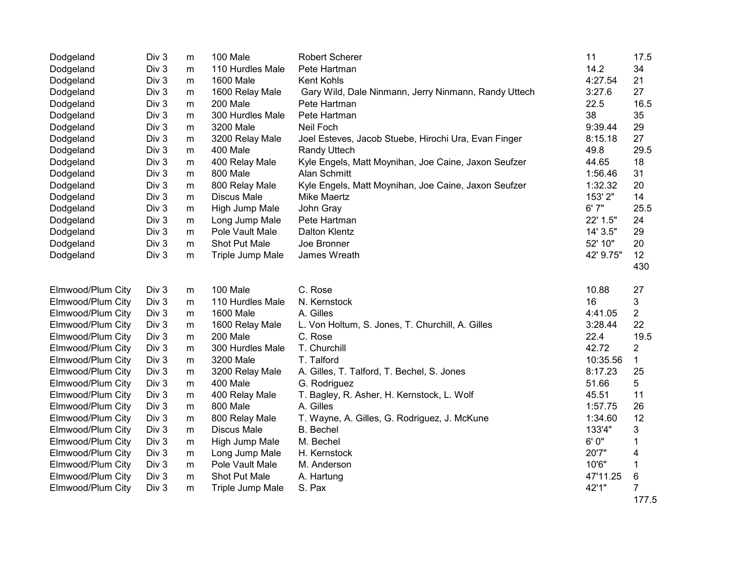| | | | | | | |
|---|---|---|---|---|---|---|
| Dodgeland | Div 3 | m | 100 Male | Robert Scherer | 11 | 17.5 |
| Dodgeland | Div 3 | m | 110 Hurdles Male | Pete Hartman | 14.2 | 34 |
| Dodgeland | Div 3 | m | 1600 Male | Kent Kohls | 4:27.54 | 21 |
| Dodgeland | Div 3 | m | 1600 Relay Male | Gary Wild, Dale Ninmann, Jerry Ninmann, Randy Uttech | 3:27.6 | 27 |
| Dodgeland | Div 3 | m | 200 Male | Pete Hartman | 22.5 | 16.5 |
| Dodgeland | Div 3 | m | 300 Hurdles Male | Pete Hartman | 38 | 35 |
| Dodgeland | Div 3 | m | 3200 Male | Neil Foch | 9:39.44 | 29 |
| Dodgeland | Div 3 | m | 3200 Relay Male | Joel Esteves, Jacob Stuebe, Hirochi Ura, Evan Finger | 8:15.18 | 27 |
| Dodgeland | Div 3 | m | 400 Male | Randy Uttech | 49.8 | 29.5 |
| Dodgeland | Div 3 | m | 400 Relay Male | Kyle Engels, Matt Moynihan, Joe Caine, Jaxon Seufzer | 44.65 | 18 |
| Dodgeland | Div 3 | m | 800 Male | Alan Schmitt | 1:56.46 | 31 |
| Dodgeland | Div 3 | m | 800 Relay Male | Kyle Engels, Matt Moynihan, Joe Caine, Jaxon Seufzer | 1:32.32 | 20 |
| Dodgeland | Div 3 | m | Discus Male | Mike Maertz | 153' 2" | 14 |
| Dodgeland | Div 3 | m | High Jump Male | John Gray | 6' 7" | 25.5 |
| Dodgeland | Div 3 | m | Long Jump Male | Pete Hartman | 22' 1.5" | 24 |
| Dodgeland | Div 3 | m | Pole Vault Male | Dalton Klentz | 14' 3.5" | 29 |
| Dodgeland | Div 3 | m | Shot Put Male | Joe Bronner | 52' 10" | 20 |
| Dodgeland | Div 3 | m | Triple Jump Male | James Wreath | 42' 9.75" | 12 |
| | | | | | | 430 |
| | | | | | | |
| Elmwood/Plum City | Div 3 | m | 100 Male | C. Rose | 10.88 | 27 |
| Elmwood/Plum City | Div 3 | m | 110 Hurdles Male | N. Kernstock | 16 | 3 |
| Elmwood/Plum City | Div 3 | m | 1600 Male | A. Gilles | 4:41.05 | 2 |
| Elmwood/Plum City | Div 3 | m | 1600 Relay Male | L. Von Holtum, S. Jones, T. Churchill, A. Gilles | 3:28.44 | 22 |
| Elmwood/Plum City | Div 3 | m | 200 Male | C. Rose | 22.4 | 19.5 |
| Elmwood/Plum City | Div 3 | m | 300 Hurdles Male | T. Churchill | 42.72 | 2 |
| Elmwood/Plum City | Div 3 | m | 3200 Male | T. Talford | 10:35.56 | 1 |
| Elmwood/Plum City | Div 3 | m | 3200 Relay Male | A. Gilles, T. Talford, T. Bechel, S. Jones | 8:17.23 | 25 |
| Elmwood/Plum City | Div 3 | m | 400 Male | G. Rodriguez | 51.66 | 5 |
| Elmwood/Plum City | Div 3 | m | 400 Relay Male | T. Bagley, R. Asher, H. Kernstock, L. Wolf | 45.51 | 11 |
| Elmwood/Plum City | Div 3 | m | 800 Male | A. Gilles | 1:57.75 | 26 |
| Elmwood/Plum City | Div 3 | m | 800 Relay Male | T. Wayne, A. Gilles, G. Rodriguez, J. McKune | 1:34.60 | 12 |
| Elmwood/Plum City | Div 3 | m | Discus Male | B. Bechel | 133'4" | 3 |
| Elmwood/Plum City | Div 3 | m | High Jump Male | M. Bechel | 6' 0" | 1 |
| Elmwood/Plum City | Div 3 | m | Long Jump Male | H. Kernstock | 20'7" | 4 |
| Elmwood/Plum City | Div 3 | m | Pole Vault Male | M. Anderson | 10'6" | 1 |
| Elmwood/Plum City | Div 3 | m | Shot Put Male | A. Hartung | 47'11.25 | 6 |
| Elmwood/Plum City | Div 3 | m | Triple Jump Male | S. Pax | 42'1" | 7 |
| | | | | | | 177.5 |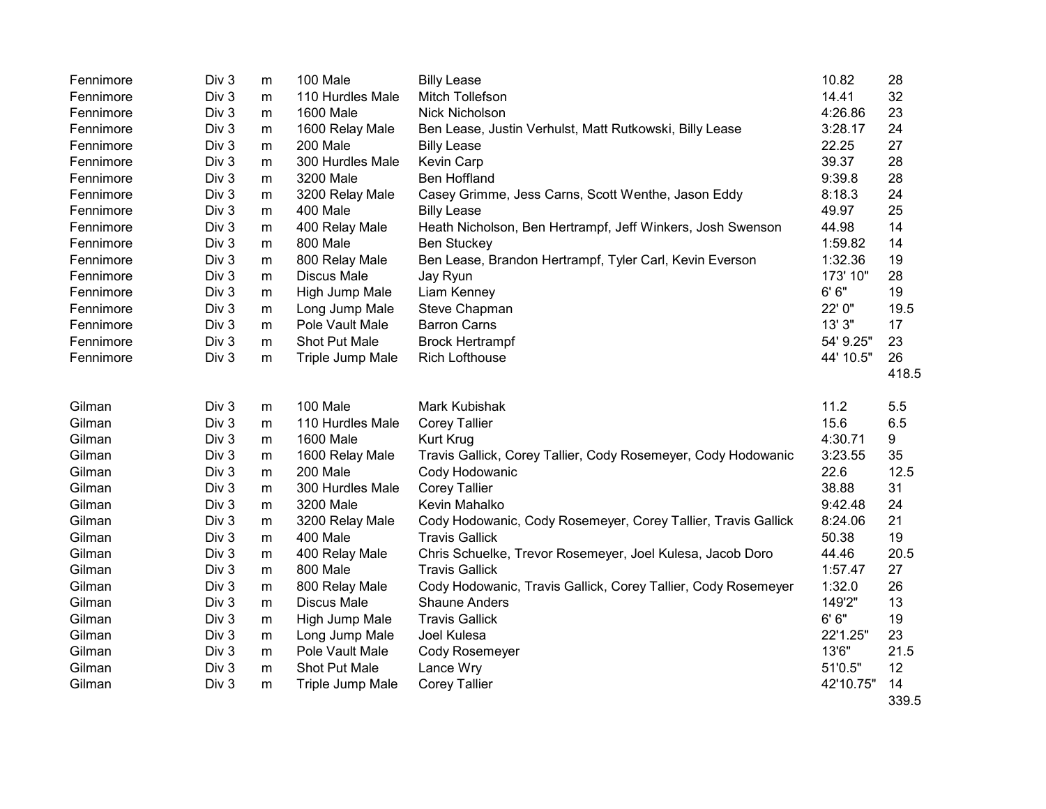| | | | | | | |
|---|---|---|---|---|---|---|
| Fennimore | Div 3 | m | 100 Male | Billy Lease | 10.82 | 28 |
| Fennimore | Div 3 | m | 110 Hurdles Male | Mitch Tollefson | 14.41 | 32 |
| Fennimore | Div 3 | m | 1600 Male | Nick Nicholson | 4:26.86 | 23 |
| Fennimore | Div 3 | m | 1600 Relay Male | Ben Lease, Justin Verhulst, Matt Rutkowski, Billy Lease | 3:28.17 | 24 |
| Fennimore | Div 3 | m | 200 Male | Billy Lease | 22.25 | 27 |
| Fennimore | Div 3 | m | 300 Hurdles Male | Kevin Carp | 39.37 | 28 |
| Fennimore | Div 3 | m | 3200 Male | Ben Hoffland | 9:39.8 | 28 |
| Fennimore | Div 3 | m | 3200 Relay Male | Casey Grimme, Jess Carns, Scott Wenthe, Jason Eddy | 8:18.3 | 24 |
| Fennimore | Div 3 | m | 400 Male | Billy Lease | 49.97 | 25 |
| Fennimore | Div 3 | m | 400 Relay Male | Heath Nicholson, Ben Hertrampf, Jeff Winkers, Josh Swenson | 44.98 | 14 |
| Fennimore | Div 3 | m | 800 Male | Ben Stuckey | 1:59.82 | 14 |
| Fennimore | Div 3 | m | 800 Relay Male | Ben Lease, Brandon Hertrampf, Tyler Carl, Kevin Everson | 1:32.36 | 19 |
| Fennimore | Div 3 | m | Discus Male | Jay Ryun | 173' 10" | 28 |
| Fennimore | Div 3 | m | High Jump Male | Liam Kenney | 6' 6" | 19 |
| Fennimore | Div 3 | m | Long Jump Male | Steve Chapman | 22' 0" | 19.5 |
| Fennimore | Div 3 | m | Pole Vault Male | Barron Carns | 13' 3" | 17 |
| Fennimore | Div 3 | m | Shot Put Male | Brock Hertrampf | 54' 9.25" | 23 |
| Fennimore | Div 3 | m | Triple Jump Male | Rich Lofthouse | 44' 10.5" | 26 |
| | | | | | | 418.5 |
| | | | | | | |
| Gilman | Div 3 | m | 100 Male | Mark Kubishak | 11.2 | 5.5 |
| Gilman | Div 3 | m | 110 Hurdles Male | Corey Tallier | 15.6 | 6.5 |
| Gilman | Div 3 | m | 1600 Male | Kurt Krug | 4:30.71 | 9 |
| Gilman | Div 3 | m | 1600 Relay Male | Travis Gallick, Corey Tallier, Cody Rosemeyer, Cody Hodowanic | 3:23.55 | 35 |
| Gilman | Div 3 | m | 200 Male | Cody Hodowanic | 22.6 | 12.5 |
| Gilman | Div 3 | m | 300 Hurdles Male | Corey Tallier | 38.88 | 31 |
| Gilman | Div 3 | m | 3200 Male | Kevin Mahalko | 9:42.48 | 24 |
| Gilman | Div 3 | m | 3200 Relay Male | Cody Hodowanic, Cody Rosemeyer, Corey Tallier, Travis Gallick | 8:24.06 | 21 |
| Gilman | Div 3 | m | 400 Male | Travis Gallick | 50.38 | 19 |
| Gilman | Div 3 | m | 400 Relay Male | Chris Schuelke, Trevor Rosemeyer, Joel Kulesa, Jacob Doro | 44.46 | 20.5 |
| Gilman | Div 3 | m | 800 Male | Travis Gallick | 1:57.47 | 27 |
| Gilman | Div 3 | m | 800 Relay Male | Cody Hodowanic, Travis Gallick, Corey Tallier, Cody Rosemeyer | 1:32.0 | 26 |
| Gilman | Div 3 | m | Discus Male | Shaune Anders | 149'2" | 13 |
| Gilman | Div 3 | m | High Jump Male | Travis Gallick | 6' 6" | 19 |
| Gilman | Div 3 | m | Long Jump Male | Joel Kulesa | 22'1.25" | 23 |
| Gilman | Div 3 | m | Pole Vault Male | Cody Rosemeyer | 13'6" | 21.5 |
| Gilman | Div 3 | m | Shot Put Male | Lance Wry | 51'0.5" | 12 |
| Gilman | Div 3 | m | Triple Jump Male | Corey Tallier | 42'10.75" | 14 |
| | | | | | | 339.5 |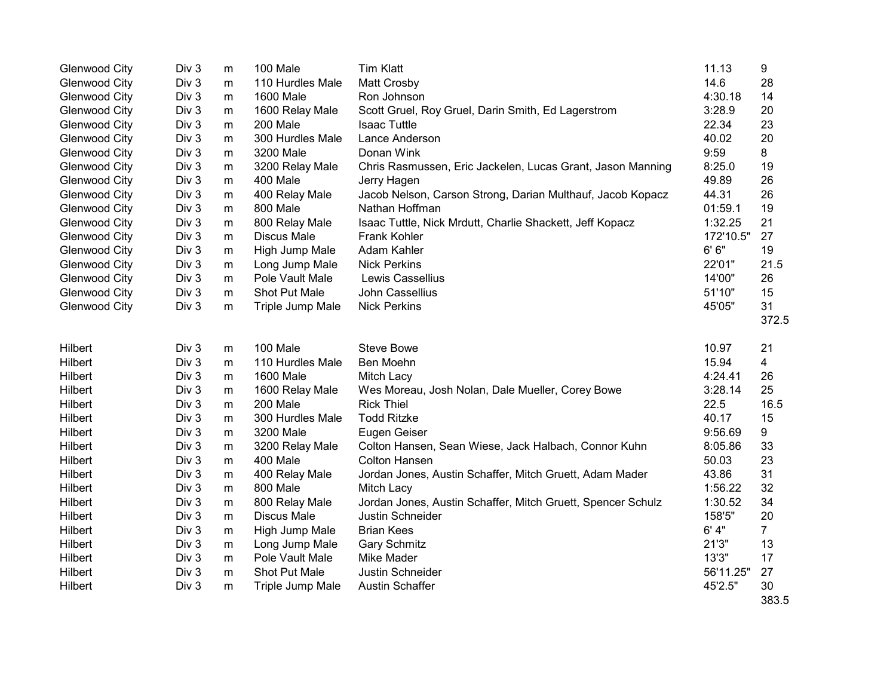| | | | | | | |
|---|---|---|---|---|---|---|
| Glenwood City | Div 3 | m | 100 Male | Tim Klatt | 11.13 | 9 |
| Glenwood City | Div 3 | m | 110 Hurdles Male | Matt Crosby | 14.6 | 28 |
| Glenwood City | Div 3 | m | 1600 Male | Ron Johnson | 4:30.18 | 14 |
| Glenwood City | Div 3 | m | 1600 Relay Male | Scott Gruel, Roy Gruel, Darin Smith, Ed Lagerstrom | 3:28.9 | 20 |
| Glenwood City | Div 3 | m | 200 Male | Isaac Tuttle | 22.34 | 23 |
| Glenwood City | Div 3 | m | 300 Hurdles Male | Lance Anderson | 40.02 | 20 |
| Glenwood City | Div 3 | m | 3200 Male | Donan Wink | 9:59 | 8 |
| Glenwood City | Div 3 | m | 3200 Relay Male | Chris Rasmussen, Eric Jackelen, Lucas Grant, Jason Manning | 8:25.0 | 19 |
| Glenwood City | Div 3 | m | 400 Male | Jerry Hagen | 49.89 | 26 |
| Glenwood City | Div 3 | m | 400 Relay Male | Jacob Nelson, Carson Strong, Darian Multhauf, Jacob Kopacz | 44.31 | 26 |
| Glenwood City | Div 3 | m | 800 Male | Nathan Hoffman | 01:59.1 | 19 |
| Glenwood City | Div 3 | m | 800 Relay Male | Isaac Tuttle, Nick Mrdutt, Charlie Shackett, Jeff Kopacz | 1:32.25 | 21 |
| Glenwood City | Div 3 | m | Discus Male | Frank Kohler | 172'10.5" | 27 |
| Glenwood City | Div 3 | m | High Jump Male | Adam Kahler | 6' 6" | 19 |
| Glenwood City | Div 3 | m | Long Jump Male | Nick Perkins | 22'01" | 21.5 |
| Glenwood City | Div 3 | m | Pole Vault Male | Lewis Cassellius | 14'00" | 26 |
| Glenwood City | Div 3 | m | Shot Put Male | John Cassellius | 51'10" | 15 |
| Glenwood City | Div 3 | m | Triple Jump Male | Nick Perkins | 45'05" | 31 |
| | | | | | | 372.5 |
| | | | | | | |
| Hilbert | Div 3 | m | 100 Male | Steve Bowe | 10.97 | 21 |
| Hilbert | Div 3 | m | 110 Hurdles Male | Ben Moehn | 15.94 | 4 |
| Hilbert | Div 3 | m | 1600 Male | Mitch Lacy | 4:24.41 | 26 |
| Hilbert | Div 3 | m | 1600 Relay Male | Wes Moreau, Josh Nolan, Dale Mueller, Corey Bowe | 3:28.14 | 25 |
| Hilbert | Div 3 | m | 200 Male | Rick Thiel | 22.5 | 16.5 |
| Hilbert | Div 3 | m | 300 Hurdles Male | Todd Ritzke | 40.17 | 15 |
| Hilbert | Div 3 | m | 3200 Male | Eugen Geiser | 9:56.69 | 9 |
| Hilbert | Div 3 | m | 3200 Relay Male | Colton Hansen, Sean Wiese, Jack Halbach, Connor Kuhn | 8:05.86 | 33 |
| Hilbert | Div 3 | m | 400 Male | Colton Hansen | 50.03 | 23 |
| Hilbert | Div 3 | m | 400 Relay Male | Jordan Jones, Austin Schaffer, Mitch Gruett, Adam Mader | 43.86 | 31 |
| Hilbert | Div 3 | m | 800 Male | Mitch Lacy | 1:56.22 | 32 |
| Hilbert | Div 3 | m | 800 Relay Male | Jordan Jones, Austin Schaffer, Mitch Gruett, Spencer Schulz | 1:30.52 | 34 |
| Hilbert | Div 3 | m | Discus Male | Justin Schneider | 158'5" | 20 |
| Hilbert | Div 3 | m | High Jump Male | Brian Kees | 6' 4" | 7 |
| Hilbert | Div 3 | m | Long Jump Male | Gary Schmitz | 21'3" | 13 |
| Hilbert | Div 3 | m | Pole Vault Male | Mike Mader | 13'3" | 17 |
| Hilbert | Div 3 | m | Shot Put Male | Justin Schneider | 56'11.25" | 27 |
| Hilbert | Div 3 | m | Triple Jump Male | Austin Schaffer | 45'2.5" | 30 |
| | | | | | | 383.5 |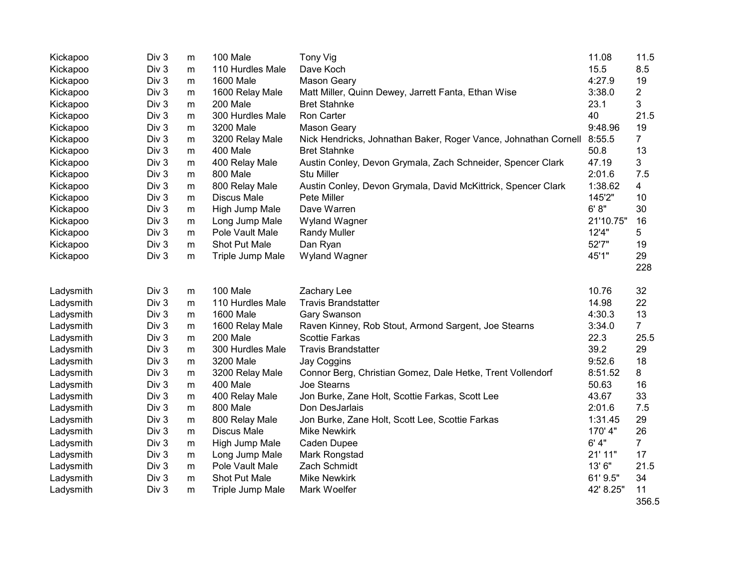| | | | | | | |
|---|---|---|---|---|---|---|
| Kickapoo | Div 3 | m | 100 Male | Tony Vig | 11.08 | 11.5 |
| Kickapoo | Div 3 | m | 110 Hurdles Male | Dave Koch | 15.5 | 8.5 |
| Kickapoo | Div 3 | m | 1600 Male | Mason Geary | 4:27.9 | 19 |
| Kickapoo | Div 3 | m | 1600 Relay Male | Matt Miller, Quinn Dewey, Jarrett Fanta, Ethan Wise | 3:38.0 | 2 |
| Kickapoo | Div 3 | m | 200 Male | Bret Stahnke | 23.1 | 3 |
| Kickapoo | Div 3 | m | 300 Hurdles Male | Ron Carter | 40 | 21.5 |
| Kickapoo | Div 3 | m | 3200 Male | Mason Geary | 9:48.96 | 19 |
| Kickapoo | Div 3 | m | 3200 Relay Male | Nick Hendricks, Johnathan Baker, Roger Vance, Johnathan Cornell | 8:55.5 | 7 |
| Kickapoo | Div 3 | m | 400 Male | Bret Stahnke | 50.8 | 13 |
| Kickapoo | Div 3 | m | 400 Relay Male | Austin Conley, Devon Grymala, Zach Schneider, Spencer Clark | 47.19 | 3 |
| Kickapoo | Div 3 | m | 800 Male | Stu Miller | 2:01.6 | 7.5 |
| Kickapoo | Div 3 | m | 800 Relay Male | Austin Conley, Devon Grymala, David McKittrick, Spencer Clark | 1:38.62 | 4 |
| Kickapoo | Div 3 | m | Discus Male | Pete Miller | 145'2" | 10 |
| Kickapoo | Div 3 | m | High Jump Male | Dave Warren | 6' 8" | 30 |
| Kickapoo | Div 3 | m | Long Jump Male | Wyland Wagner | 21'10.75" | 16 |
| Kickapoo | Div 3 | m | Pole Vault Male | Randy Muller | 12'4" | 5 |
| Kickapoo | Div 3 | m | Shot Put Male | Dan Ryan | 52'7" | 19 |
| Kickapoo | Div 3 | m | Triple Jump Male | Wyland Wagner | 45'1" | 29 |
| | | | | | | 228 |
| | | | | | | |
| Ladysmith | Div 3 | m | 100 Male | Zachary Lee | 10.76 | 32 |
| Ladysmith | Div 3 | m | 110 Hurdles Male | Travis Brandstatter | 14.98 | 22 |
| Ladysmith | Div 3 | m | 1600 Male | Gary Swanson | 4:30.3 | 13 |
| Ladysmith | Div 3 | m | 1600 Relay Male | Raven Kinney, Rob Stout, Armond Sargent, Joe Stearns | 3:34.0 | 7 |
| Ladysmith | Div 3 | m | 200 Male | Scottie Farkas | 22.3 | 25.5 |
| Ladysmith | Div 3 | m | 300 Hurdles Male | Travis Brandstatter | 39.2 | 29 |
| Ladysmith | Div 3 | m | 3200 Male | Jay Coggins | 9:52.6 | 18 |
| Ladysmith | Div 3 | m | 3200 Relay Male | Connor Berg, Christian Gomez, Dale Hetke, Trent Vollendorf | 8:51.52 | 8 |
| Ladysmith | Div 3 | m | 400 Male | Joe Stearns | 50.63 | 16 |
| Ladysmith | Div 3 | m | 400 Relay Male | Jon Burke, Zane Holt, Scottie Farkas, Scott Lee | 43.67 | 33 |
| Ladysmith | Div 3 | m | 800 Male | Don DesJarlais | 2:01.6 | 7.5 |
| Ladysmith | Div 3 | m | 800 Relay Male | Jon Burke, Zane Holt, Scott Lee, Scottie Farkas | 1:31.45 | 29 |
| Ladysmith | Div 3 | m | Discus Male | Mike Newkirk | 170' 4" | 26 |
| Ladysmith | Div 3 | m | High Jump Male | Caden Dupee | 6' 4" | 7 |
| Ladysmith | Div 3 | m | Long Jump Male | Mark Rongstad | 21' 11" | 17 |
| Ladysmith | Div 3 | m | Pole Vault Male | Zach Schmidt | 13' 6" | 21.5 |
| Ladysmith | Div 3 | m | Shot Put Male | Mike Newkirk | 61' 9.5" | 34 |
| Ladysmith | Div 3 | m | Triple Jump Male | Mark Woelfer | 42' 8.25" | 11 |
| | | | | | | 356.5 |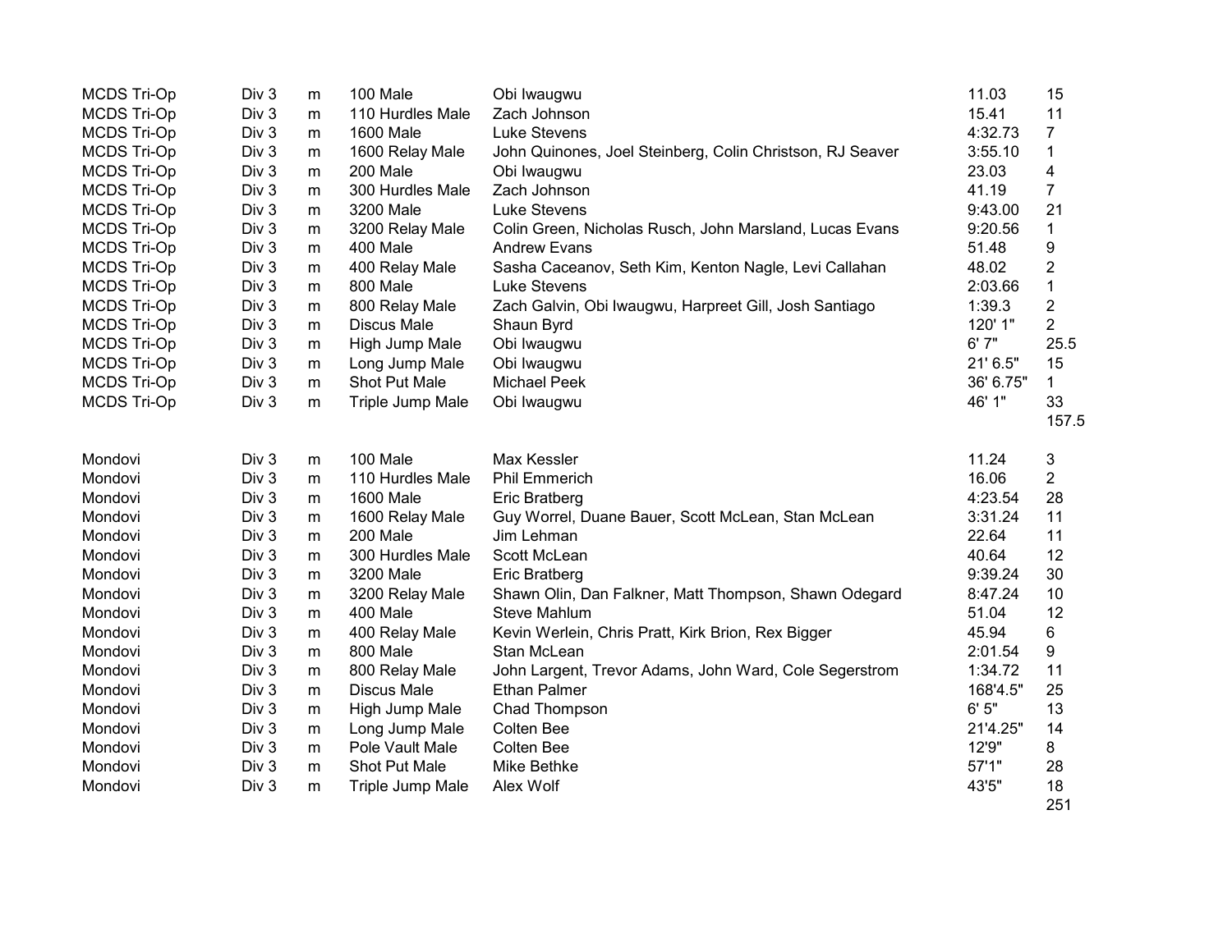| | | | | | | |
|---|---|---|---|---|---|---|
| MCDS Tri-Op | Div 3 | m | 100 Male | Obi Iwaugwu | 11.03 | 15 |
| MCDS Tri-Op | Div 3 | m | 110 Hurdles Male | Zach Johnson | 15.41 | 11 |
| MCDS Tri-Op | Div 3 | m | 1600 Male | Luke Stevens | 4:32.73 | 7 |
| MCDS Tri-Op | Div 3 | m | 1600 Relay Male | John Quinones, Joel Steinberg, Colin Christson, RJ Seaver | 3:55.10 | 1 |
| MCDS Tri-Op | Div 3 | m | 200 Male | Obi Iwaugwu | 23.03 | 4 |
| MCDS Tri-Op | Div 3 | m | 300 Hurdles Male | Zach Johnson | 41.19 | 7 |
| MCDS Tri-Op | Div 3 | m | 3200 Male | Luke Stevens | 9:43.00 | 21 |
| MCDS Tri-Op | Div 3 | m | 3200 Relay Male | Colin Green, Nicholas Rusch, John Marsland, Lucas Evans | 9:20.56 | 1 |
| MCDS Tri-Op | Div 3 | m | 400 Male | Andrew Evans | 51.48 | 9 |
| MCDS Tri-Op | Div 3 | m | 400 Relay Male | Sasha Caceanov, Seth Kim, Kenton Nagle, Levi Callahan | 48.02 | 2 |
| MCDS Tri-Op | Div 3 | m | 800 Male | Luke Stevens | 2:03.66 | 1 |
| MCDS Tri-Op | Div 3 | m | 800 Relay Male | Zach Galvin, Obi Iwaugwu, Harpreet Gill, Josh Santiago | 1:39.3 | 2 |
| MCDS Tri-Op | Div 3 | m | Discus Male | Shaun Byrd | 120' 1" | 2 |
| MCDS Tri-Op | Div 3 | m | High Jump Male | Obi Iwaugwu | 6' 7" | 25.5 |
| MCDS Tri-Op | Div 3 | m | Long Jump Male | Obi Iwaugwu | 21' 6.5" | 15 |
| MCDS Tri-Op | Div 3 | m | Shot Put Male | Michael Peek | 36' 6.75" | 1 |
| MCDS Tri-Op | Div 3 | m | Triple Jump Male | Obi Iwaugwu | 46' 1" | 33 |
| | | | | | | 157.5 |

| | | | | | | |
|---|---|---|---|---|---|---|
| Mondovi | Div 3 | m | 100 Male | Max Kessler | 11.24 | 3 |
| Mondovi | Div 3 | m | 110 Hurdles Male | Phil Emmerich | 16.06 | 2 |
| Mondovi | Div 3 | m | 1600 Male | Eric Bratberg | 4:23.54 | 28 |
| Mondovi | Div 3 | m | 1600 Relay Male | Guy Worrel, Duane Bauer, Scott McLean, Stan McLean | 3:31.24 | 11 |
| Mondovi | Div 3 | m | 200 Male | Jim Lehman | 22.64 | 11 |
| Mondovi | Div 3 | m | 300 Hurdles Male | Scott McLean | 40.64 | 12 |
| Mondovi | Div 3 | m | 3200 Male | Eric Bratberg | 9:39.24 | 30 |
| Mondovi | Div 3 | m | 3200 Relay Male | Shawn Olin, Dan Falkner, Matt Thompson, Shawn Odegard | 8:47.24 | 10 |
| Mondovi | Div 3 | m | 400 Male | Steve Mahlum | 51.04 | 12 |
| Mondovi | Div 3 | m | 400 Relay Male | Kevin Werlein, Chris Pratt, Kirk Brion, Rex Bigger | 45.94 | 6 |
| Mondovi | Div 3 | m | 800 Male | Stan McLean | 2:01.54 | 9 |
| Mondovi | Div 3 | m | 800 Relay Male | John Largent, Trevor Adams, John Ward, Cole Segerstrom | 1:34.72 | 11 |
| Mondovi | Div 3 | m | Discus Male | Ethan Palmer | 168'4.5" | 25 |
| Mondovi | Div 3 | m | High Jump Male | Chad Thompson | 6' 5" | 13 |
| Mondovi | Div 3 | m | Long Jump Male | Colten Bee | 21'4.25" | 14 |
| Mondovi | Div 3 | m | Pole Vault Male | Colten Bee | 12'9" | 8 |
| Mondovi | Div 3 | m | Shot Put Male | Mike Bethke | 57'1" | 28 |
| Mondovi | Div 3 | m | Triple Jump Male | Alex Wolf | 43'5" | 18 |
| | | | | | | 251 |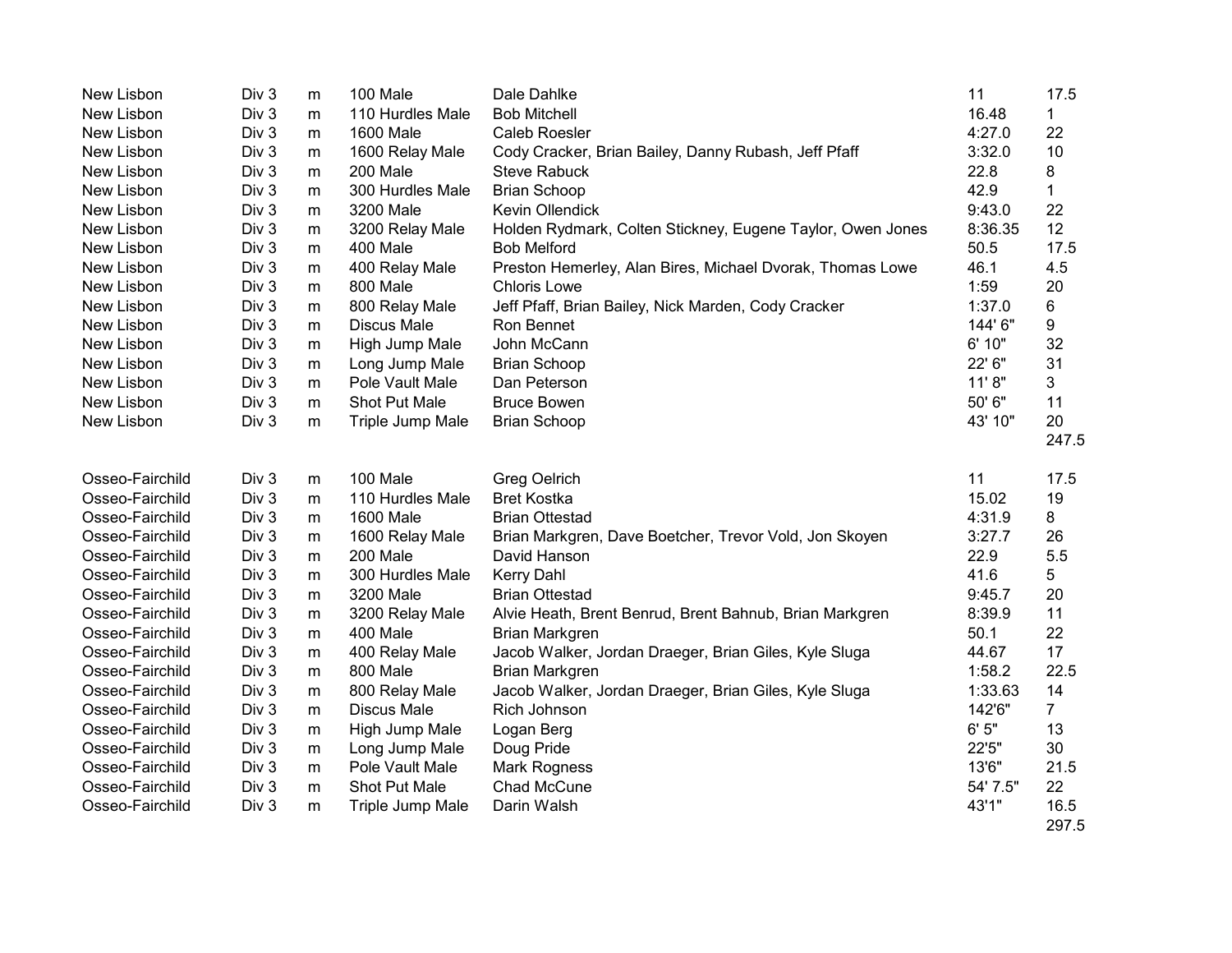| | | | | | | |
|---|---|---|---|---|---|---|
| New Lisbon | Div 3 | m | 100 Male | Dale Dahlke | 11 | 17.5 |
| New Lisbon | Div 3 | m | 110 Hurdles Male | Bob Mitchell | 16.48 | 1 |
| New Lisbon | Div 3 | m | 1600 Male | Caleb Roesler | 4:27.0 | 22 |
| New Lisbon | Div 3 | m | 1600 Relay Male | Cody Cracker, Brian Bailey, Danny Rubash, Jeff Pfaff | 3:32.0 | 10 |
| New Lisbon | Div 3 | m | 200 Male | Steve Rabuck | 22.8 | 8 |
| New Lisbon | Div 3 | m | 300 Hurdles Male | Brian Schoop | 42.9 | 1 |
| New Lisbon | Div 3 | m | 3200 Male | Kevin Ollendick | 9:43.0 | 22 |
| New Lisbon | Div 3 | m | 3200 Relay Male | Holden Rydmark, Colten Stickney, Eugene Taylor, Owen Jones | 8:36.35 | 12 |
| New Lisbon | Div 3 | m | 400 Male | Bob Melford | 50.5 | 17.5 |
| New Lisbon | Div 3 | m | 400 Relay Male | Preston Hemerley, Alan Bires, Michael Dvorak, Thomas Lowe | 46.1 | 4.5 |
| New Lisbon | Div 3 | m | 800 Male | Chloris Lowe | 1:59 | 20 |
| New Lisbon | Div 3 | m | 800 Relay Male | Jeff Pfaff, Brian Bailey, Nick Marden, Cody Cracker | 1:37.0 | 6 |
| New Lisbon | Div 3 | m | Discus Male | Ron Bennet | 144' 6" | 9 |
| New Lisbon | Div 3 | m | High Jump Male | John McCann | 6' 10" | 32 |
| New Lisbon | Div 3 | m | Long Jump Male | Brian Schoop | 22' 6" | 31 |
| New Lisbon | Div 3 | m | Pole Vault Male | Dan Peterson | 11' 8" | 3 |
| New Lisbon | Div 3 | m | Shot Put Male | Bruce Bowen | 50' 6" | 11 |
| New Lisbon | Div 3 | m | Triple Jump Male | Brian Schoop | 43' 10" | 20 |
| | | | | | | 247.5 |
| | | | | | | |
| Osseo-Fairchild | Div 3 | m | 100 Male | Greg Oelrich | 11 | 17.5 |
| Osseo-Fairchild | Div 3 | m | 110 Hurdles Male | Bret Kostka | 15.02 | 19 |
| Osseo-Fairchild | Div 3 | m | 1600 Male | Brian Ottestad | 4:31.9 | 8 |
| Osseo-Fairchild | Div 3 | m | 1600 Relay Male | Brian Markgren, Dave Boetcher, Trevor Vold, Jon Skoyen | 3:27.7 | 26 |
| Osseo-Fairchild | Div 3 | m | 200 Male | David Hanson | 22.9 | 5.5 |
| Osseo-Fairchild | Div 3 | m | 300 Hurdles Male | Kerry Dahl | 41.6 | 5 |
| Osseo-Fairchild | Div 3 | m | 3200 Male | Brian Ottestad | 9:45.7 | 20 |
| Osseo-Fairchild | Div 3 | m | 3200 Relay Male | Alvie Heath, Brent Benrud, Brent Bahnub, Brian Markgren | 8:39.9 | 11 |
| Osseo-Fairchild | Div 3 | m | 400 Male | Brian Markgren | 50.1 | 22 |
| Osseo-Fairchild | Div 3 | m | 400 Relay Male | Jacob Walker, Jordan Draeger, Brian Giles, Kyle Sluga | 44.67 | 17 |
| Osseo-Fairchild | Div 3 | m | 800 Male | Brian Markgren | 1:58.2 | 22.5 |
| Osseo-Fairchild | Div 3 | m | 800 Relay Male | Jacob Walker, Jordan Draeger, Brian Giles, Kyle Sluga | 1:33.63 | 14 |
| Osseo-Fairchild | Div 3 | m | Discus Male | Rich Johnson | 142'6" | 7 |
| Osseo-Fairchild | Div 3 | m | High Jump Male | Logan Berg | 6' 5" | 13 |
| Osseo-Fairchild | Div 3 | m | Long Jump Male | Doug Pride | 22'5" | 30 |
| Osseo-Fairchild | Div 3 | m | Pole Vault Male | Mark Rogness | 13'6" | 21.5 |
| Osseo-Fairchild | Div 3 | m | Shot Put Male | Chad McCune | 54' 7.5" | 22 |
| Osseo-Fairchild | Div 3 | m | Triple Jump Male | Darin Walsh | 43'1" | 16.5 |
| | | | | | | 297.5 |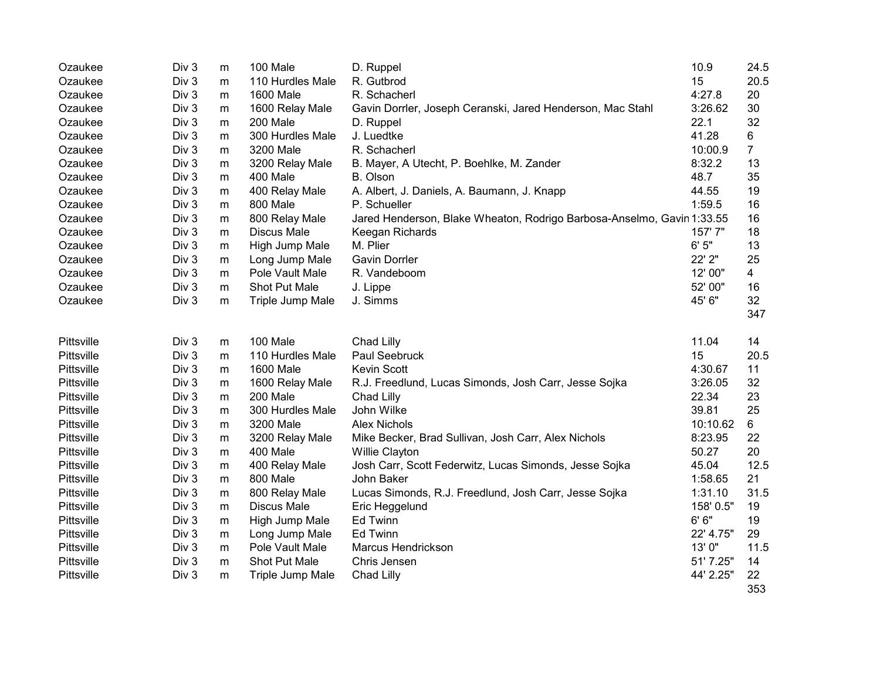| | | | | | | |
|---|---|---|---|---|---|---|
| Ozaukee | Div 3 | m | 100 Male | D. Ruppel | 10.9 | 24.5 |
| Ozaukee | Div 3 | m | 110 Hurdles Male | R. Gutbrod | 15 | 20.5 |
| Ozaukee | Div 3 | m | 1600 Male | R. Schacherl | 4:27.8 | 20 |
| Ozaukee | Div 3 | m | 1600 Relay Male | Gavin Dorrler, Joseph Ceranski, Jared Henderson, Mac Stahl | 3:26.62 | 30 |
| Ozaukee | Div 3 | m | 200 Male | D. Ruppel | 22.1 | 32 |
| Ozaukee | Div 3 | m | 300 Hurdles Male | J. Luedtke | 41.28 | 6 |
| Ozaukee | Div 3 | m | 3200 Male | R. Schacherl | 10:00.9 | 7 |
| Ozaukee | Div 3 | m | 3200 Relay Male | B. Mayer, A Utecht, P. Boehlke, M. Zander | 8:32.2 | 13 |
| Ozaukee | Div 3 | m | 400 Male | B. Olson | 48.7 | 35 |
| Ozaukee | Div 3 | m | 400 Relay Male | A. Albert, J. Daniels, A. Baumann, J. Knapp | 44.55 | 19 |
| Ozaukee | Div 3 | m | 800 Male | P. Schueller | 1:59.5 | 16 |
| Ozaukee | Div 3 | m | 800 Relay Male | Jared Henderson, Blake Wheaton, Rodrigo Barbosa-Anselmo, Gavin | 1:33.55 | 16 |
| Ozaukee | Div 3 | m | Discus Male | Keegan Richards | 157' 7" | 18 |
| Ozaukee | Div 3 | m | High Jump Male | M. Plier | 6' 5" | 13 |
| Ozaukee | Div 3 | m | Long Jump Male | Gavin Dorrler | 22' 2" | 25 |
| Ozaukee | Div 3 | m | Pole Vault Male | R. Vandeboom | 12' 00" | 4 |
| Ozaukee | Div 3 | m | Shot Put Male | J. Lippe | 52' 00" | 16 |
| Ozaukee | Div 3 | m | Triple Jump Male | J. Simms | 45' 6" | 32 |
| | | | | | | 347 |
| | | | | | | |
| Pittsville | Div 3 | m | 100 Male | Chad Lilly | 11.04 | 14 |
| Pittsville | Div 3 | m | 110 Hurdles Male | Paul Seebruck | 15 | 20.5 |
| Pittsville | Div 3 | m | 1600 Male | Kevin Scott | 4:30.67 | 11 |
| Pittsville | Div 3 | m | 1600 Relay Male | R.J. Freedlund, Lucas Simonds, Josh Carr, Jesse Sojka | 3:26.05 | 32 |
| Pittsville | Div 3 | m | 200 Male | Chad Lilly | 22.34 | 23 |
| Pittsville | Div 3 | m | 300 Hurdles Male | John Wilke | 39.81 | 25 |
| Pittsville | Div 3 | m | 3200 Male | Alex Nichols | 10:10.62 | 6 |
| Pittsville | Div 3 | m | 3200 Relay Male | Mike Becker, Brad Sullivan, Josh Carr, Alex Nichols | 8:23.95 | 22 |
| Pittsville | Div 3 | m | 400 Male | Willie Clayton | 50.27 | 20 |
| Pittsville | Div 3 | m | 400 Relay Male | Josh Carr, Scott Federwitz, Lucas Simonds, Jesse Sojka | 45.04 | 12.5 |
| Pittsville | Div 3 | m | 800 Male | John Baker | 1:58.65 | 21 |
| Pittsville | Div 3 | m | 800 Relay Male | Lucas Simonds, R.J. Freedlund, Josh Carr, Jesse Sojka | 1:31.10 | 31.5 |
| Pittsville | Div 3 | m | Discus Male | Eric Heggelund | 158' 0.5" | 19 |
| Pittsville | Div 3 | m | High Jump Male | Ed Twinn | 6' 6" | 19 |
| Pittsville | Div 3 | m | Long Jump Male | Ed Twinn | 22' 4.75" | 29 |
| Pittsville | Div 3 | m | Pole Vault Male | Marcus Hendrickson | 13' 0" | 11.5 |
| Pittsville | Div 3 | m | Shot Put Male | Chris Jensen | 51' 7.25" | 14 |
| Pittsville | Div 3 | m | Triple Jump Male | Chad Lilly | 44' 2.25" | 22 |
| | | | | | | 353 |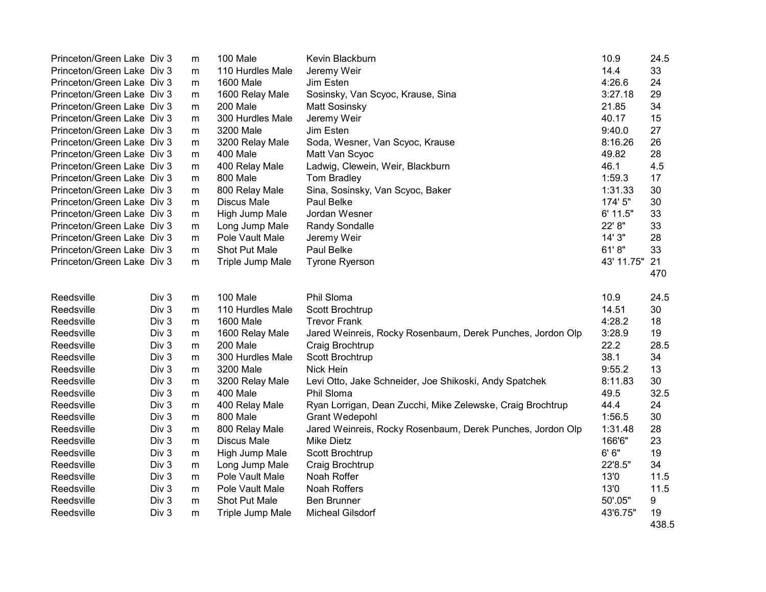| | | | | | | |
|---|---|---|---|---|---|---|
| Princeton/Green Lake | Div 3 | m | 100 Male | Kevin Blackburn | 10.9 | 24.5 |
| Princeton/Green Lake | Div 3 | m | 110 Hurdles Male | Jeremy Weir | 14.4 | 33 |
| Princeton/Green Lake | Div 3 | m | 1600 Male | Jim Esten | 4:26.6 | 24 |
| Princeton/Green Lake | Div 3 | m | 1600 Relay Male | Sosinsky, Van Scyoc, Krause, Sina | 3:27.18 | 29 |
| Princeton/Green Lake | Div 3 | m | 200 Male | Matt Sosinsky | 21.85 | 34 |
| Princeton/Green Lake | Div 3 | m | 300 Hurdles Male | Jeremy Weir | 40.17 | 15 |
| Princeton/Green Lake | Div 3 | m | 3200 Male | Jim Esten | 9:40.0 | 27 |
| Princeton/Green Lake | Div 3 | m | 3200 Relay Male | Soda, Wesner, Van Scyoc, Krause | 8:16.26 | 26 |
| Princeton/Green Lake | Div 3 | m | 400 Male | Matt Van Scyoc | 49.82 | 28 |
| Princeton/Green Lake | Div 3 | m | 400 Relay Male | Ladwig, Clewein, Weir, Blackburn | 46.1 | 4.5 |
| Princeton/Green Lake | Div 3 | m | 800 Male | Tom Bradley | 1:59.3 | 17 |
| Princeton/Green Lake | Div 3 | m | 800 Relay Male | Sina, Sosinsky, Van Scyoc, Baker | 1:31.33 | 30 |
| Princeton/Green Lake | Div 3 | m | Discus Male | Paul Belke | 174' 5" | 30 |
| Princeton/Green Lake | Div 3 | m | High Jump Male | Jordan Wesner | 6' 11.5" | 33 |
| Princeton/Green Lake | Div 3 | m | Long Jump Male | Randy Sondalle | 22' 8" | 33 |
| Princeton/Green Lake | Div 3 | m | Pole Vault Male | Jeremy Weir | 14' 3" | 28 |
| Princeton/Green Lake | Div 3 | m | Shot Put Male | Paul Belke | 61' 8" | 33 |
| Princeton/Green Lake | Div 3 | m | Triple Jump Male | Tyrone Ryerson | 43' 11.75" | 21 |
| | | | | | | 470 |
| | | | | | | |
| Reedsville | Div 3 | m | 100 Male | Phil Sloma | 10.9 | 24.5 |
| Reedsville | Div 3 | m | 110 Hurdles Male | Scott Brochtrup | 14.51 | 30 |
| Reedsville | Div 3 | m | 1600 Male | Trevor Frank | 4:28.2 | 18 |
| Reedsville | Div 3 | m | 1600 Relay Male | Jared Weinreis, Rocky Rosenbaum, Derek Punches, Jordon Olp | 3:28.9 | 19 |
| Reedsville | Div 3 | m | 200 Male | Craig Brochtrup | 22.2 | 28.5 |
| Reedsville | Div 3 | m | 300 Hurdles Male | Scott Brochtrup | 38.1 | 34 |
| Reedsville | Div 3 | m | 3200 Male | Nick Hein | 9:55.2 | 13 |
| Reedsville | Div 3 | m | 3200 Relay Male | Levi Otto, Jake Schneider, Joe Shikoski, Andy Spatchek | 8:11.83 | 30 |
| Reedsville | Div 3 | m | 400 Male | Phil Sloma | 49.5 | 32.5 |
| Reedsville | Div 3 | m | 400 Relay Male | Ryan Lorrigan, Dean Zucchi, Mike Zelewske, Craig Brochtrup | 44.4 | 24 |
| Reedsville | Div 3 | m | 800 Male | Grant Wedepohl | 1:56.5 | 30 |
| Reedsville | Div 3 | m | 800 Relay Male | Jared Weinreis, Rocky Rosenbaum, Derek Punches, Jordon Olp | 1:31.48 | 28 |
| Reedsville | Div 3 | m | Discus Male | Mike Dietz | 166'6" | 23 |
| Reedsville | Div 3 | m | High Jump Male | Scott Brochtrup | 6' 6" | 19 |
| Reedsville | Div 3 | m | Long Jump Male | Craig Brochtrup | 22'8.5" | 34 |
| Reedsville | Div 3 | m | Pole Vault Male | Noah Roffer | 13'0 | 11.5 |
| Reedsville | Div 3 | m | Pole Vault Male | Noah Roffers | 13'0 | 11.5 |
| Reedsville | Div 3 | m | Shot Put Male | Ben Brunner | 50'.05" | 9 |
| Reedsville | Div 3 | m | Triple Jump Male | Micheal Gilsdorf | 43'6.75" | 19 |
| | | | | | | 438.5 |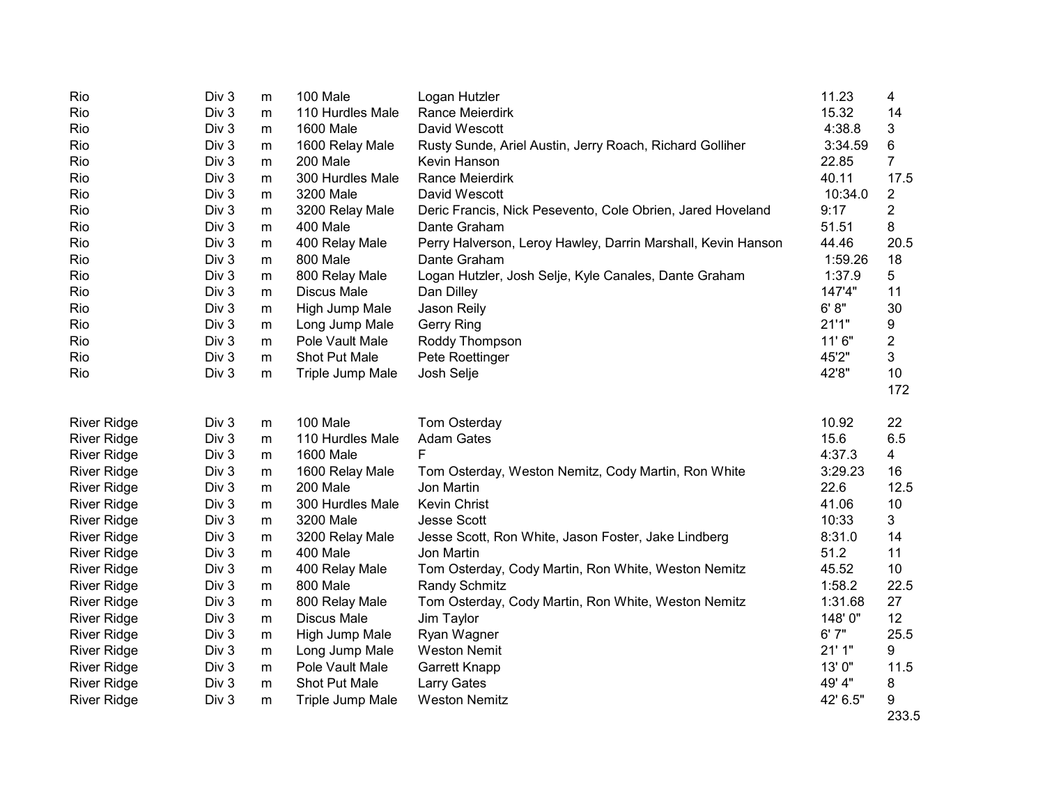| | | | | | | |
|---|---|---|---|---|---|---|
| Rio | Div 3 | m | 100 Male | Logan Hutzler | 11.23 | 4 |
| Rio | Div 3 | m | 110 Hurdles Male | Rance Meierdirk | 15.32 | 14 |
| Rio | Div 3 | m | 1600 Male | David Wescott | 4:38.8 | 3 |
| Rio | Div 3 | m | 1600 Relay Male | Rusty Sunde, Ariel Austin, Jerry Roach, Richard Golliher | 3:34.59 | 6 |
| Rio | Div 3 | m | 200 Male | Kevin Hanson | 22.85 | 7 |
| Rio | Div 3 | m | 300 Hurdles Male | Rance Meierdirk | 40.11 | 17.5 |
| Rio | Div 3 | m | 3200 Male | David Wescott | 10:34.0 | 2 |
| Rio | Div 3 | m | 3200 Relay Male | Deric Francis, Nick Pesevento, Cole Obrien, Jared Hoveland | 9:17 | 2 |
| Rio | Div 3 | m | 400 Male | Dante Graham | 51.51 | 8 |
| Rio | Div 3 | m | 400 Relay Male | Perry Halverson, Leroy Hawley, Darrin Marshall, Kevin Hanson | 44.46 | 20.5 |
| Rio | Div 3 | m | 800 Male | Dante Graham | 1:59.26 | 18 |
| Rio | Div 3 | m | 800 Relay Male | Logan Hutzler, Josh Selje, Kyle Canales, Dante Graham | 1:37.9 | 5 |
| Rio | Div 3 | m | Discus Male | Dan Dilley | 147'4" | 11 |
| Rio | Div 3 | m | High Jump Male | Jason Reily | 6' 8" | 30 |
| Rio | Div 3 | m | Long Jump Male | Gerry Ring | 21'1" | 9 |
| Rio | Div 3 | m | Pole Vault Male | Roddy Thompson | 11' 6" | 2 |
| Rio | Div 3 | m | Shot Put Male | Pete Roettinger | 45'2" | 3 |
| Rio | Div 3 | m | Triple Jump Male | Josh Selje | 42'8" | 10 |
| | | | | | | 172 |
| | | | | | | |
| River Ridge | Div 3 | m | 100 Male | Tom Osterday | 10.92 | 22 |
| River Ridge | Div 3 | m | 110 Hurdles Male | Adam Gates | 15.6 | 6.5 |
| River Ridge | Div 3 | m | 1600 Male | F | 4:37.3 | 4 |
| River Ridge | Div 3 | m | 1600 Relay Male | Tom Osterday, Weston Nemitz, Cody Martin, Ron White | 3:29.23 | 16 |
| River Ridge | Div 3 | m | 200 Male | Jon Martin | 22.6 | 12.5 |
| River Ridge | Div 3 | m | 300 Hurdles Male | Kevin Christ | 41.06 | 10 |
| River Ridge | Div 3 | m | 3200 Male | Jesse Scott | 10:33 | 3 |
| River Ridge | Div 3 | m | 3200 Relay Male | Jesse Scott, Ron White, Jason Foster, Jake Lindberg | 8:31.0 | 14 |
| River Ridge | Div 3 | m | 400 Male | Jon Martin | 51.2 | 11 |
| River Ridge | Div 3 | m | 400 Relay Male | Tom Osterday, Cody Martin, Ron White, Weston Nemitz | 45.52 | 10 |
| River Ridge | Div 3 | m | 800 Male | Randy Schmitz | 1:58.2 | 22.5 |
| River Ridge | Div 3 | m | 800 Relay Male | Tom Osterday, Cody Martin, Ron White, Weston Nemitz | 1:31.68 | 27 |
| River Ridge | Div 3 | m | Discus Male | Jim Taylor | 148' 0" | 12 |
| River Ridge | Div 3 | m | High Jump Male | Ryan Wagner | 6' 7" | 25.5 |
| River Ridge | Div 3 | m | Long Jump Male | Weston Nemit | 21' 1" | 9 |
| River Ridge | Div 3 | m | Pole Vault Male | Garrett Knapp | 13' 0" | 11.5 |
| River Ridge | Div 3 | m | Shot Put Male | Larry Gates | 49' 4" | 8 |
| River Ridge | Div 3 | m | Triple Jump Male | Weston Nemitz | 42' 6.5" | 9 |
| | | | | | | 233.5 |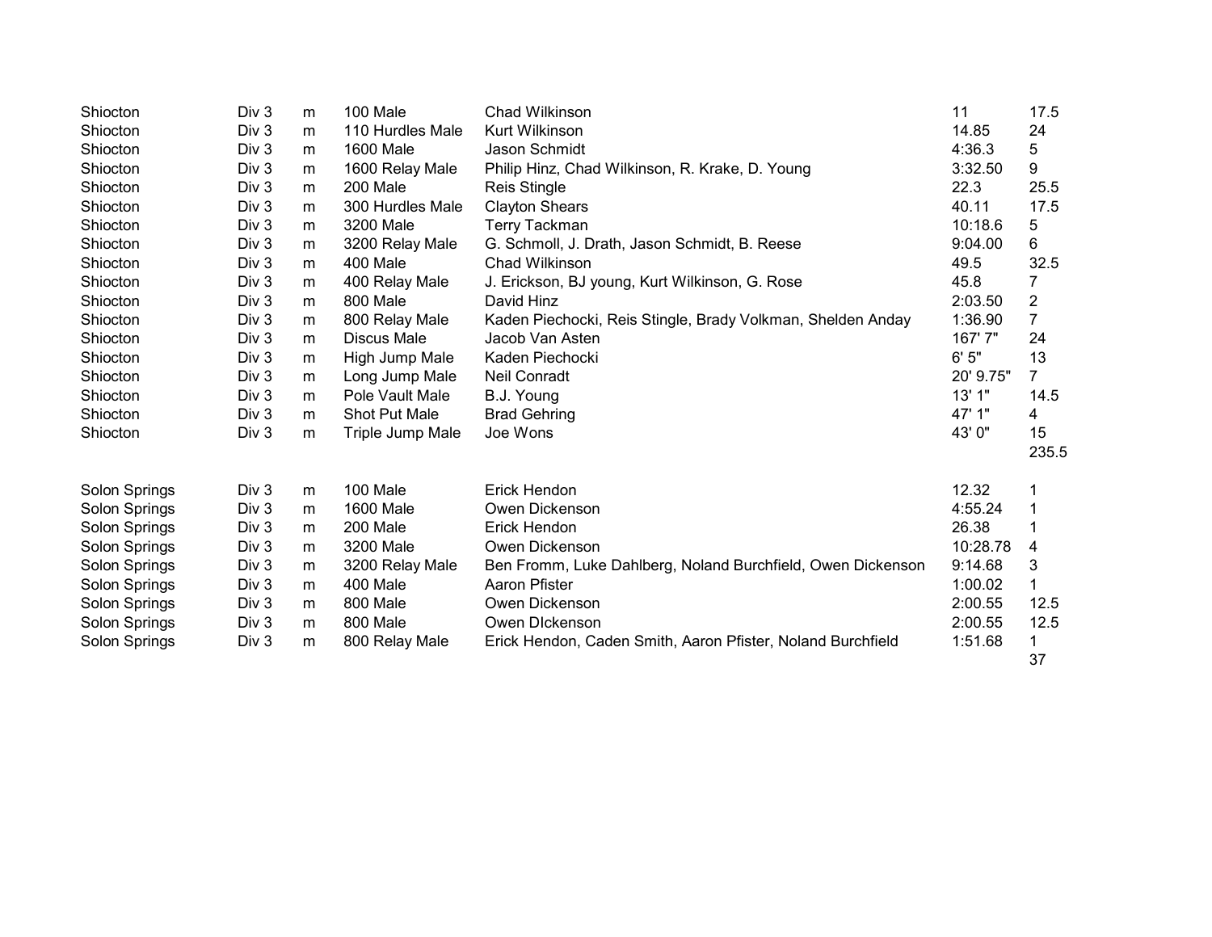| | | | | | | |
|---|---|---|---|---|---|---|
| Shiocton | Div 3 | m | 100 Male | Chad Wilkinson | 11 | 17.5 |
| Shiocton | Div 3 | m | 110 Hurdles Male | Kurt Wilkinson | 14.85 | 24 |
| Shiocton | Div 3 | m | 1600 Male | Jason Schmidt | 4:36.3 | 5 |
| Shiocton | Div 3 | m | 1600 Relay Male | Philip Hinz, Chad Wilkinson, R. Krake, D. Young | 3:32.50 | 9 |
| Shiocton | Div 3 | m | 200 Male | Reis Stingle | 22.3 | 25.5 |
| Shiocton | Div 3 | m | 300 Hurdles Male | Clayton Shears | 40.11 | 17.5 |
| Shiocton | Div 3 | m | 3200 Male | Terry Tackman | 10:18.6 | 5 |
| Shiocton | Div 3 | m | 3200 Relay Male | G. Schmoll, J. Drath, Jason Schmidt, B. Reese | 9:04.00 | 6 |
| Shiocton | Div 3 | m | 400 Male | Chad Wilkinson | 49.5 | 32.5 |
| Shiocton | Div 3 | m | 400 Relay Male | J. Erickson, BJ young, Kurt Wilkinson, G. Rose | 45.8 | 7 |
| Shiocton | Div 3 | m | 800 Male | David Hinz | 2:03.50 | 2 |
| Shiocton | Div 3 | m | 800 Relay Male | Kaden Piechocki, Reis Stingle, Brady Volkman, Shelden Anday | 1:36.90 | 7 |
| Shiocton | Div 3 | m | Discus Male | Jacob Van Asten | 167' 7" | 24 |
| Shiocton | Div 3 | m | High Jump Male | Kaden Piechocki | 6' 5" | 13 |
| Shiocton | Div 3 | m | Long Jump Male | Neil Conradt | 20' 9.75" | 7 |
| Shiocton | Div 3 | m | Pole Vault Male | B.J. Young | 13' 1" | 14.5 |
| Shiocton | Div 3 | m | Shot Put Male | Brad Gehring | 47' 1" | 4 |
| Shiocton | Div 3 | m | Triple Jump Male | Joe Wons | 43' 0" | 15 |
| | | | | | | 235.5 |
| | | | | | | |
| Solon Springs | Div 3 | m | 100 Male | Erick Hendon | 12.32 | 1 |
| Solon Springs | Div 3 | m | 1600 Male | Owen Dickenson | 4:55.24 | 1 |
| Solon Springs | Div 3 | m | 200 Male | Erick Hendon | 26.38 | 1 |
| Solon Springs | Div 3 | m | 3200 Male | Owen Dickenson | 10:28.78 | 4 |
| Solon Springs | Div 3 | m | 3200 Relay Male | Ben Fromm, Luke Dahlberg, Noland Burchfield, Owen Dickenson | 9:14.68 | 3 |
| Solon Springs | Div 3 | m | 400 Male | Aaron Pfister | 1:00.02 | 1 |
| Solon Springs | Div 3 | m | 800 Male | Owen Dickenson | 2:00.55 | 12.5 |
| Solon Springs | Div 3 | m | 800 Male | Owen DIckenson | 2:00.55 | 12.5 |
| Solon Springs | Div 3 | m | 800 Relay Male | Erick Hendon, Caden Smith, Aaron Pfister, Noland Burchfield | 1:51.68 | 1 |
| | | | | | | 37 |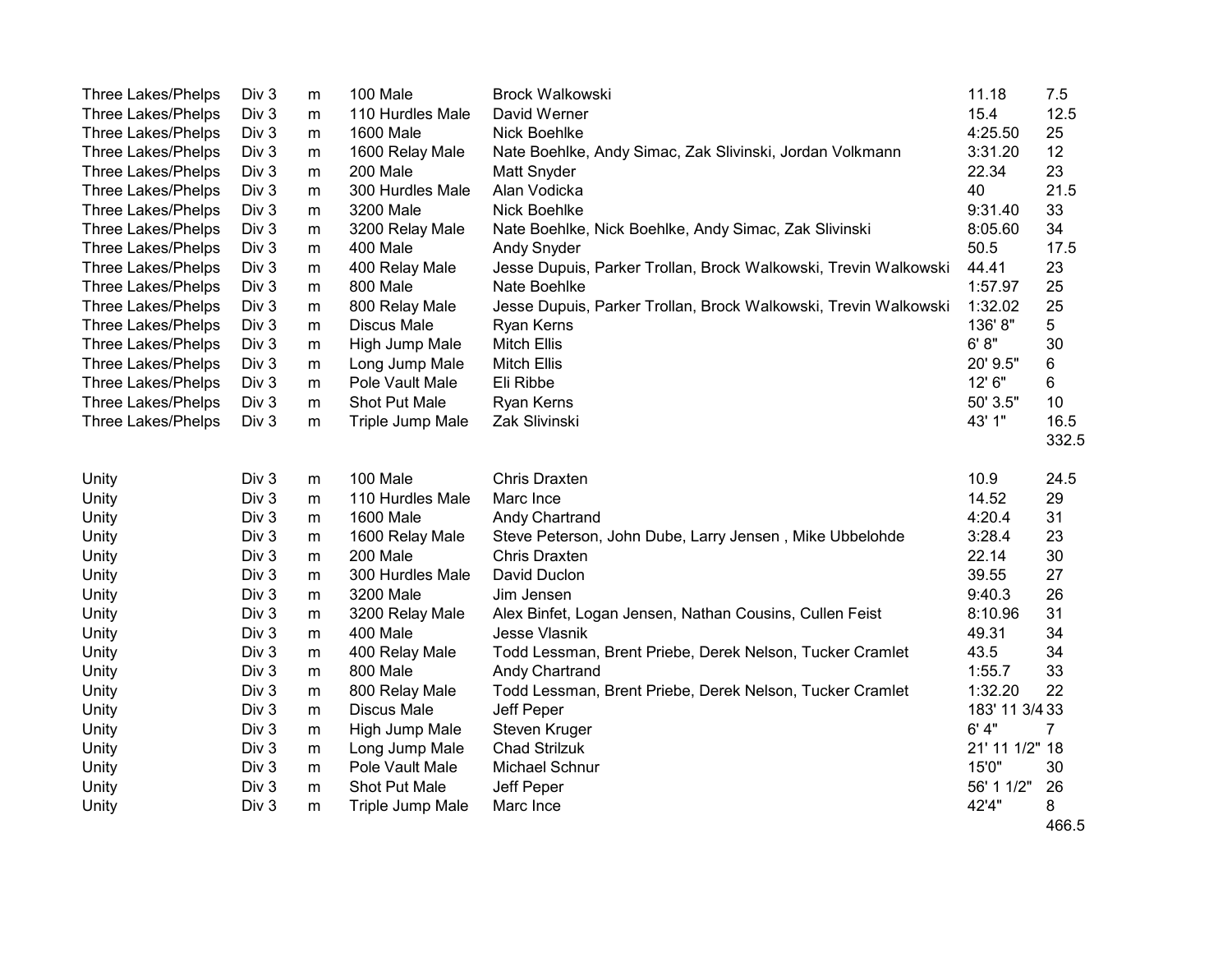| | | | | | | |
|---|---|---|---|---|---|---|
| Three Lakes/Phelps | Div 3 | m | 100 Male | Brock Walkowski | 11.18 | 7.5 |
| Three Lakes/Phelps | Div 3 | m | 110 Hurdles Male | David Werner | 15.4 | 12.5 |
| Three Lakes/Phelps | Div 3 | m | 1600 Male | Nick Boehlke | 4:25.50 | 25 |
| Three Lakes/Phelps | Div 3 | m | 1600 Relay Male | Nate Boehlke, Andy Simac, Zak Slivinski, Jordan Volkmann | 3:31.20 | 12 |
| Three Lakes/Phelps | Div 3 | m | 200 Male | Matt Snyder | 22.34 | 23 |
| Three Lakes/Phelps | Div 3 | m | 300 Hurdles Male | Alan Vodicka | 40 | 21.5 |
| Three Lakes/Phelps | Div 3 | m | 3200 Male | Nick Boehlke | 9:31.40 | 33 |
| Three Lakes/Phelps | Div 3 | m | 3200 Relay Male | Nate Boehlke, Nick Boehlke, Andy Simac, Zak Slivinski | 8:05.60 | 34 |
| Three Lakes/Phelps | Div 3 | m | 400 Male | Andy Snyder | 50.5 | 17.5 |
| Three Lakes/Phelps | Div 3 | m | 400 Relay Male | Jesse Dupuis, Parker Trollan, Brock Walkowski, Trevin Walkowski | 44.41 | 23 |
| Three Lakes/Phelps | Div 3 | m | 800 Male | Nate Boehlke | 1:57.97 | 25 |
| Three Lakes/Phelps | Div 3 | m | 800 Relay Male | Jesse Dupuis, Parker Trollan, Brock Walkowski, Trevin Walkowski | 1:32.02 | 25 |
| Three Lakes/Phelps | Div 3 | m | Discus Male | Ryan Kerns | 136' 8" | 5 |
| Three Lakes/Phelps | Div 3 | m | High Jump Male | Mitch Ellis | 6' 8" | 30 |
| Three Lakes/Phelps | Div 3 | m | Long Jump Male | Mitch Ellis | 20' 9.5" | 6 |
| Three Lakes/Phelps | Div 3 | m | Pole Vault Male | Eli Ribbe | 12' 6" | 6 |
| Three Lakes/Phelps | Div 3 | m | Shot Put Male | Ryan Kerns | 50' 3.5" | 10 |
| Three Lakes/Phelps | Div 3 | m | Triple Jump Male | Zak Slivinski | 43' 1" | 16.5 |
| | | | | | | 332.5 |
| | | | | | | |
| Unity | Div 3 | m | 100 Male | Chris Draxten | 10.9 | 24.5 |
| Unity | Div 3 | m | 110 Hurdles Male | Marc Ince | 14.52 | 29 |
| Unity | Div 3 | m | 1600 Male | Andy Chartrand | 4:20.4 | 31 |
| Unity | Div 3 | m | 1600 Relay Male | Steve Peterson, John Dube, Larry Jensen , Mike Ubbelohde | 3:28.4 | 23 |
| Unity | Div 3 | m | 200 Male | Chris Draxten | 22.14 | 30 |
| Unity | Div 3 | m | 300 Hurdles Male | David Duclon | 39.55 | 27 |
| Unity | Div 3 | m | 3200 Male | Jim Jensen | 9:40.3 | 26 |
| Unity | Div 3 | m | 3200 Relay Male | Alex Binfet, Logan Jensen, Nathan Cousins, Cullen Feist | 8:10.96 | 31 |
| Unity | Div 3 | m | 400 Male | Jesse Vlasnik | 49.31 | 34 |
| Unity | Div 3 | m | 400 Relay Male | Todd Lessman, Brent Priebe, Derek Nelson, Tucker Cramlet | 43.5 | 34 |
| Unity | Div 3 | m | 800 Male | Andy Chartrand | 1:55.7 | 33 |
| Unity | Div 3 | m | 800 Relay Male | Todd Lessman, Brent Priebe, Derek Nelson, Tucker Cramlet | 1:32.20 | 22 |
| Unity | Div 3 | m | Discus Male | Jeff Peper | 183' 11 3/4 | 33 |
| Unity | Div 3 | m | High Jump Male | Steven Kruger | 6' 4" | 7 |
| Unity | Div 3 | m | Long Jump Male | Chad Strilzuk | 21' 11 1/2" | 18 |
| Unity | Div 3 | m | Pole Vault Male | Michael Schnur | 15'0" | 30 |
| Unity | Div 3 | m | Shot Put Male | Jeff Peper | 56' 1 1/2" | 26 |
| Unity | Div 3 | m | Triple Jump Male | Marc Ince | 42'4" | 8 |
| | | | | | | 466.5 |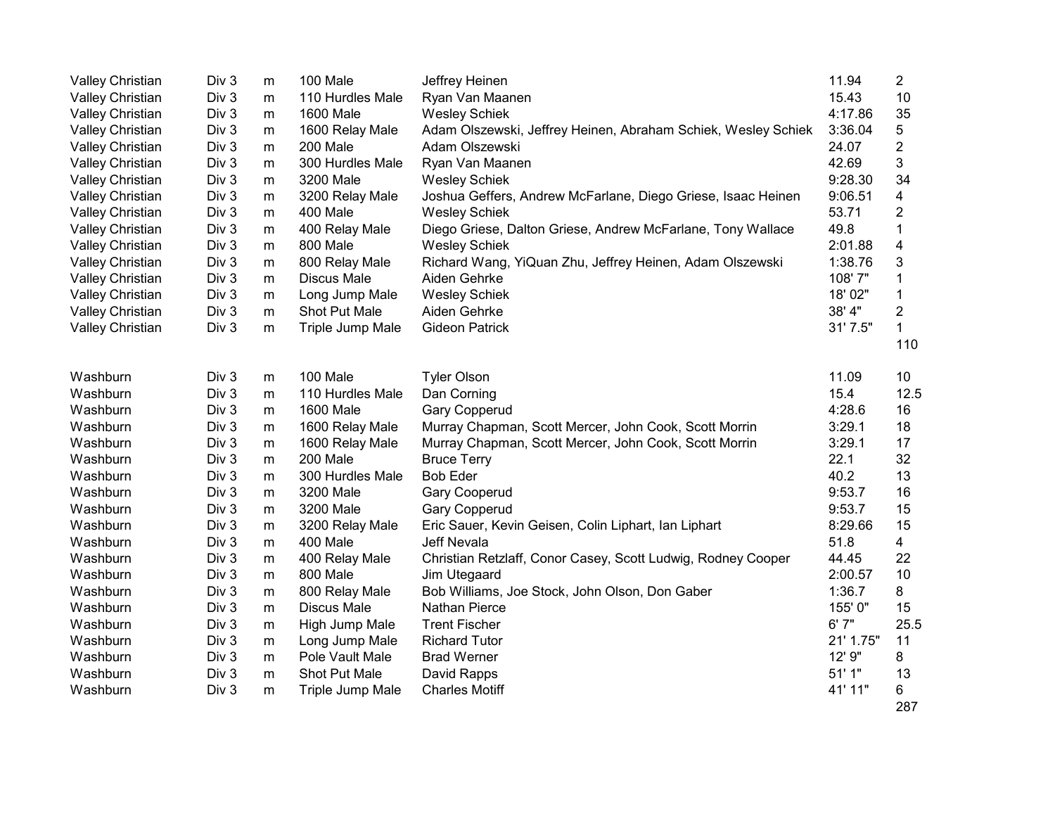| | | | | | | |
|---|---|---|---|---|---|---|
| Valley Christian | Div 3 | m | 100 Male | Jeffrey Heinen | 11.94 | 2 |
| Valley Christian | Div 3 | m | 110 Hurdles Male | Ryan Van Maanen | 15.43 | 10 |
| Valley Christian | Div 3 | m | 1600 Male | Wesley Schiek | 4:17.86 | 35 |
| Valley Christian | Div 3 | m | 1600 Relay Male | Adam Olszewski, Jeffrey Heinen, Abraham Schiek, Wesley Schiek | 3:36.04 | 5 |
| Valley Christian | Div 3 | m | 200 Male | Adam Olszewski | 24.07 | 2 |
| Valley Christian | Div 3 | m | 300 Hurdles Male | Ryan Van Maanen | 42.69 | 3 |
| Valley Christian | Div 3 | m | 3200 Male | Wesley Schiek | 9:28.30 | 34 |
| Valley Christian | Div 3 | m | 3200 Relay Male | Joshua Geffers, Andrew McFarlane, Diego Griese, Isaac Heinen | 9:06.51 | 4 |
| Valley Christian | Div 3 | m | 400 Male | Wesley Schiek | 53.71 | 2 |
| Valley Christian | Div 3 | m | 400 Relay Male | Diego Griese, Dalton Griese, Andrew McFarlane, Tony Wallace | 49.8 | 1 |
| Valley Christian | Div 3 | m | 800 Male | Wesley Schiek | 2:01.88 | 4 |
| Valley Christian | Div 3 | m | 800 Relay Male | Richard Wang, YiQuan Zhu, Jeffrey Heinen, Adam Olszewski | 1:38.76 | 3 |
| Valley Christian | Div 3 | m | Discus Male | Aiden Gehrke | 108' 7" | 1 |
| Valley Christian | Div 3 | m | Long Jump Male | Wesley Schiek | 18' 02" | 1 |
| Valley Christian | Div 3 | m | Shot Put Male | Aiden Gehrke | 38' 4" | 2 |
| Valley Christian | Div 3 | m | Triple Jump Male | Gideon Patrick | 31' 7.5" | 1 |
| | | | | | | 110 |

| | | | | | | |
|---|---|---|---|---|---|---|
| Washburn | Div 3 | m | 100 Male | Tyler Olson | 11.09 | 10 |
| Washburn | Div 3 | m | 110 Hurdles Male | Dan Corning | 15.4 | 12.5 |
| Washburn | Div 3 | m | 1600 Male | Gary Copperud | 4:28.6 | 16 |
| Washburn | Div 3 | m | 1600 Relay Male | Murray Chapman, Scott Mercer, John Cook, Scott Morrin | 3:29.1 | 18 |
| Washburn | Div 3 | m | 1600 Relay Male | Murray Chapman, Scott Mercer, John Cook, Scott Morrin | 3:29.1 | 17 |
| Washburn | Div 3 | m | 200 Male | Bruce Terry | 22.1 | 32 |
| Washburn | Div 3 | m | 300 Hurdles Male | Bob Eder | 40.2 | 13 |
| Washburn | Div 3 | m | 3200 Male | Gary Cooperud | 9:53.7 | 16 |
| Washburn | Div 3 | m | 3200 Male | Gary Copperud | 9:53.7 | 15 |
| Washburn | Div 3 | m | 3200 Relay Male | Eric Sauer, Kevin Geisen, Colin Liphart, Ian Liphart | 8:29.66 | 15 |
| Washburn | Div 3 | m | 400 Male | Jeff Nevala | 51.8 | 4 |
| Washburn | Div 3 | m | 400 Relay Male | Christian Retzlaff, Conor Casey, Scott Ludwig, Rodney Cooper | 44.45 | 22 |
| Washburn | Div 3 | m | 800 Male | Jim Utegaard | 2:00.57 | 10 |
| Washburn | Div 3 | m | 800 Relay Male | Bob Williams, Joe Stock, John Olson, Don Gaber | 1:36.7 | 8 |
| Washburn | Div 3 | m | Discus Male | Nathan Pierce | 155' 0" | 15 |
| Washburn | Div 3 | m | High Jump Male | Trent Fischer | 6' 7" | 25.5 |
| Washburn | Div 3 | m | Long Jump Male | Richard Tutor | 21' 1.75" | 11 |
| Washburn | Div 3 | m | Pole Vault Male | Brad Werner | 12' 9" | 8 |
| Washburn | Div 3 | m | Shot Put Male | David Rapps | 51' 1" | 13 |
| Washburn | Div 3 | m | Triple Jump Male | Charles Motiff | 41' 11" | 6 |
| | | | | | | 287 |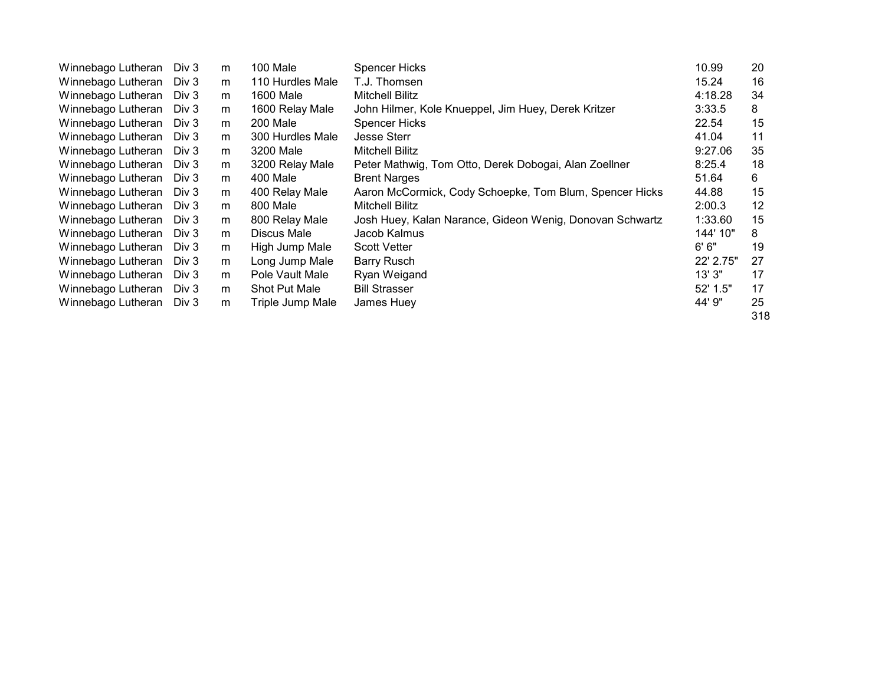| | | | | | | |
|---|---|---|---|---|---|---|
| Winnebago Lutheran | Div 3 | m | 100 Male | Spencer Hicks | 10.99 | 20 |
| Winnebago Lutheran | Div 3 | m | 110 Hurdles Male | T.J. Thomsen | 15.24 | 16 |
| Winnebago Lutheran | Div 3 | m | 1600 Male | Mitchell Bilitz | 4:18.28 | 34 |
| Winnebago Lutheran | Div 3 | m | 1600 Relay Male | John Hilmer, Kole Knueppel, Jim Huey, Derek Kritzer | 3:33.5 | 8 |
| Winnebago Lutheran | Div 3 | m | 200 Male | Spencer Hicks | 22.54 | 15 |
| Winnebago Lutheran | Div 3 | m | 300 Hurdles Male | Jesse Sterr | 41.04 | 11 |
| Winnebago Lutheran | Div 3 | m | 3200 Male | Mitchell Bilitz | 9:27.06 | 35 |
| Winnebago Lutheran | Div 3 | m | 3200 Relay Male | Peter Mathwig, Tom Otto, Derek Dobogai, Alan Zoellner | 8:25.4 | 18 |
| Winnebago Lutheran | Div 3 | m | 400 Male | Brent Narges | 51.64 | 6 |
| Winnebago Lutheran | Div 3 | m | 400 Relay Male | Aaron McCormick, Cody Schoepke, Tom Blum, Spencer Hicks | 44.88 | 15 |
| Winnebago Lutheran | Div 3 | m | 800 Male | Mitchell Bilitz | 2:00.3 | 12 |
| Winnebago Lutheran | Div 3 | m | 800 Relay Male | Josh Huey, Kalan Narance, Gideon Wenig, Donovan Schwartz | 1:33.60 | 15 |
| Winnebago Lutheran | Div 3 | m | Discus Male | Jacob Kalmus | 144' 10" | 8 |
| Winnebago Lutheran | Div 3 | m | High Jump Male | Scott Vetter | 6' 6" | 19 |
| Winnebago Lutheran | Div 3 | m | Long Jump Male | Barry Rusch | 22' 2.75" | 27 |
| Winnebago Lutheran | Div 3 | m | Pole Vault Male | Ryan Weigand | 13' 3" | 17 |
| Winnebago Lutheran | Div 3 | m | Shot Put Male | Bill Strasser | 52' 1.5" | 17 |
| Winnebago Lutheran | Div 3 | m | Triple Jump Male | James Huey | 44' 9" | 25 |
| | | | | | | 318 |